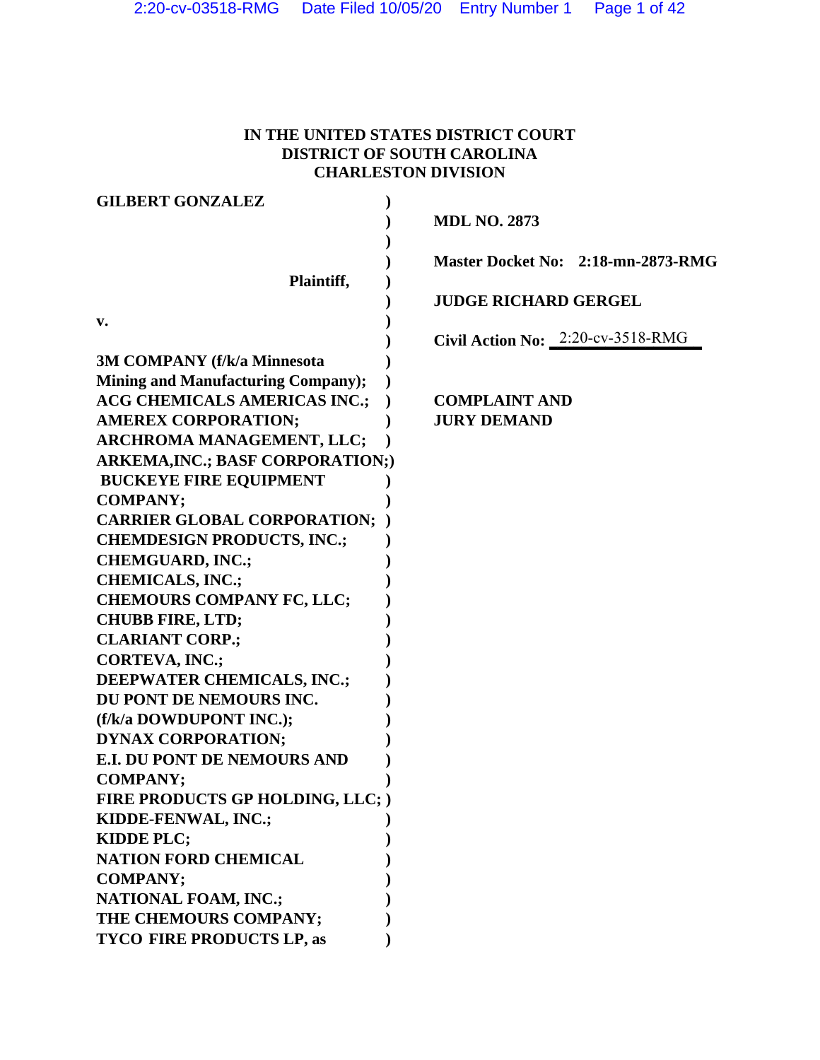**IN THE UNITED STATES DISTRICT COURT**
**DISTRICT OF SOUTH CAROLINA**
**CHARLESTON DIVISION**

**GILBERT GONZALEZ**

**Plaintiff,**

**v.**

**3M COMPANY (f/k/a Minnesota Mining and Manufacturing Company); ACG CHEMICALS AMERICAS INC.; AMEREX CORPORATION; ARCHROMA MANAGEMENT, LLC; ARKEMA,INC.; BASF CORPORATION; BUCKEYE FIRE EQUIPMENT COMPANY; CARRIER GLOBAL CORPORATION; CHEMDESIGN PRODUCTS, INC.; CHEMGUARD, INC.; CHEMICALS, INC.; CHEMOURS COMPANY FC, LLC; CHUBB FIRE, LTD; CLARIANT CORP.; CORTEVA, INC.; DEEPWATER CHEMICALS, INC.; DU PONT DE NEMOURS INC. (f/k/a DOWDUPONT INC.); DYNAX CORPORATION; E.I. DU PONT DE NEMOURS AND COMPANY; FIRE PRODUCTS GP HOLDING, LLC; KIDDE-FENWAL, INC.; KIDDE PLC; NATION FORD CHEMICAL COMPANY; NATIONAL FOAM, INC.; THE CHEMOURS COMPANY; TYCO FIRE PRODUCTS LP, as**

**MDL NO. 2873**

**Master Docket No: 2:18-mn-2873-RMG**

**JUDGE RICHARD GERGEL**

**Civil Action No:** 2:20-cv-3518-RMG

**COMPLAINT AND JURY DEMAND**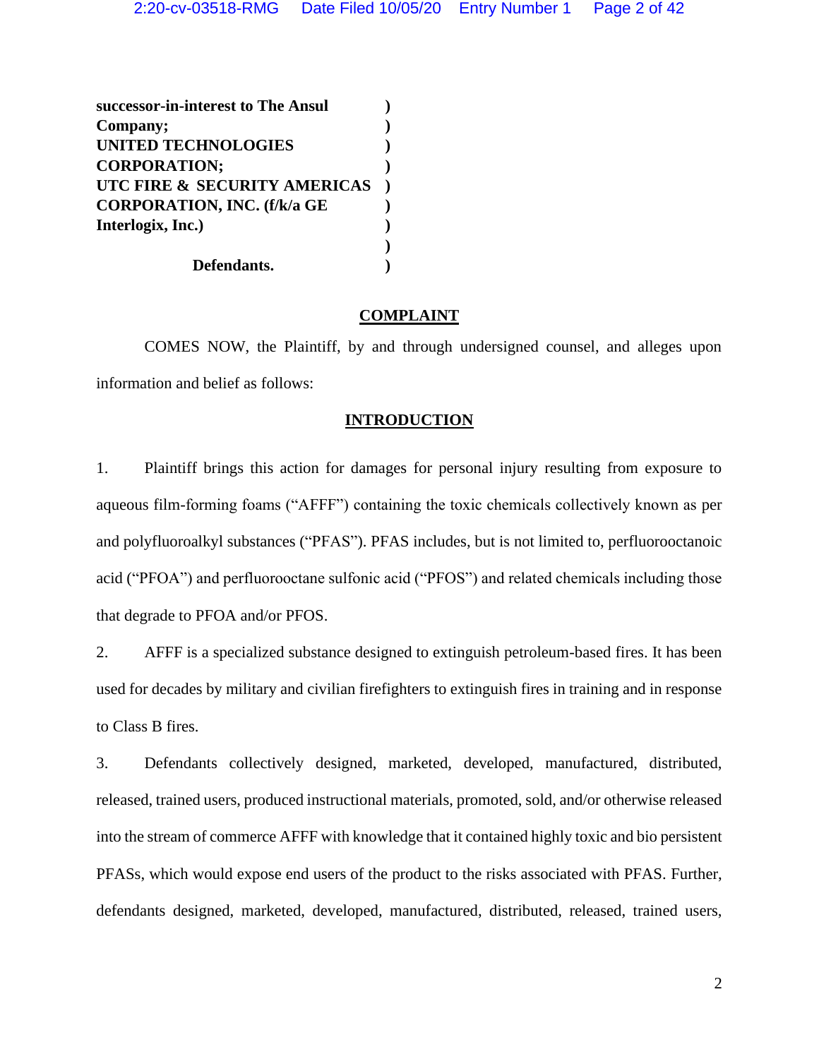**successor-in-interest to The Ansul Company;** )
**UNITED TECHNOLOGIES CORPORATION;** )
**UTC FIRE & SECURITY AMERICAS CORPORATION, INC. (f/k/a GE Interlogix, Inc.)** )
)
**Defendants.** )

## COMPLAINT

COMES NOW, the Plaintiff, by and through undersigned counsel, and alleges upon information and belief as follows:

## INTRODUCTION

1. Plaintiff brings this action for damages for personal injury resulting from exposure to aqueous film-forming foams ("AFFF") containing the toxic chemicals collectively known as per and polyfluoroalkyl substances ("PFAS"). PFAS includes, but is not limited to, perfluorooctanoic acid ("PFOA") and perfluorooctane sulfonic acid ("PFOS") and related chemicals including those that degrade to PFOA and/or PFOS.

2. AFFF is a specialized substance designed to extinguish petroleum-based fires. It has been used for decades by military and civilian firefighters to extinguish fires in training and in response to Class B fires.

3. Defendants collectively designed, marketed, developed, manufactured, distributed, released, trained users, produced instructional materials, promoted, sold, and/or otherwise released into the stream of commerce AFFF with knowledge that it contained highly toxic and bio persistent PFASs, which would expose end users of the product to the risks associated with PFAS. Further, defendants designed, marketed, developed, manufactured, distributed, released, trained users,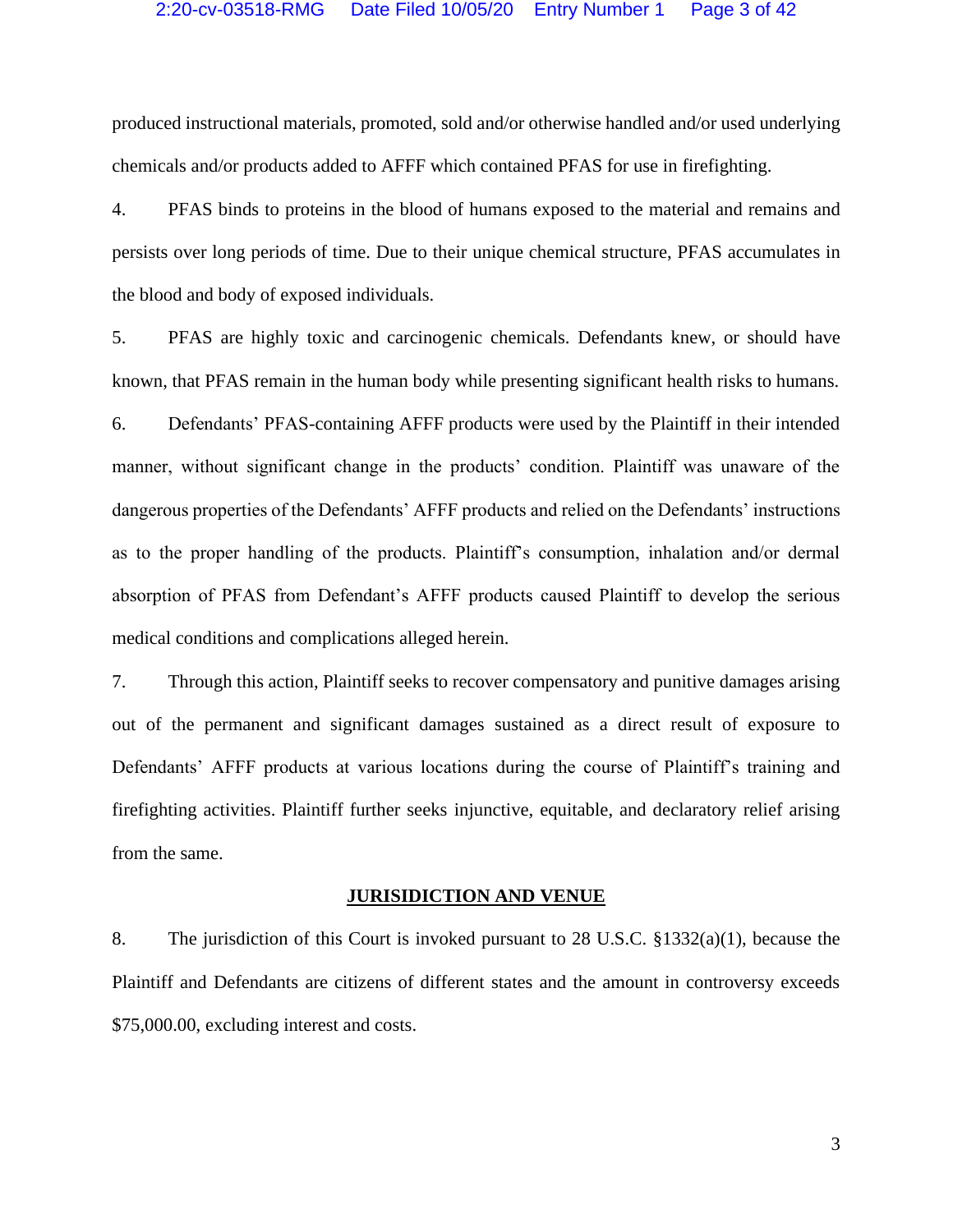produced instructional materials, promoted, sold and/or otherwise handled and/or used underlying chemicals and/or products added to AFFF which contained PFAS for use in firefighting.

4. PFAS binds to proteins in the blood of humans exposed to the material and remains and persists over long periods of time. Due to their unique chemical structure, PFAS accumulates in the blood and body of exposed individuals.

5. PFAS are highly toxic and carcinogenic chemicals. Defendants knew, or should have known, that PFAS remain in the human body while presenting significant health risks to humans.

6. Defendants' PFAS-containing AFFF products were used by the Plaintiff in their intended manner, without significant change in the products' condition. Plaintiff was unaware of the dangerous properties of the Defendants' AFFF products and relied on the Defendants' instructions as to the proper handling of the products. Plaintiff's consumption, inhalation and/or dermal absorption of PFAS from Defendant's AFFF products caused Plaintiff to develop the serious medical conditions and complications alleged herein.

7. Through this action, Plaintiff seeks to recover compensatory and punitive damages arising out of the permanent and significant damages sustained as a direct result of exposure to Defendants' AFFF products at various locations during the course of Plaintiff's training and firefighting activities. Plaintiff further seeks injunctive, equitable, and declaratory relief arising from the same.

## JURISIDICTION AND VENUE

8. The jurisdiction of this Court is invoked pursuant to 28 U.S.C. §1332(a)(1), because the Plaintiff and Defendants are citizens of different states and the amount in controversy exceeds $75,000.00, excluding interest and costs.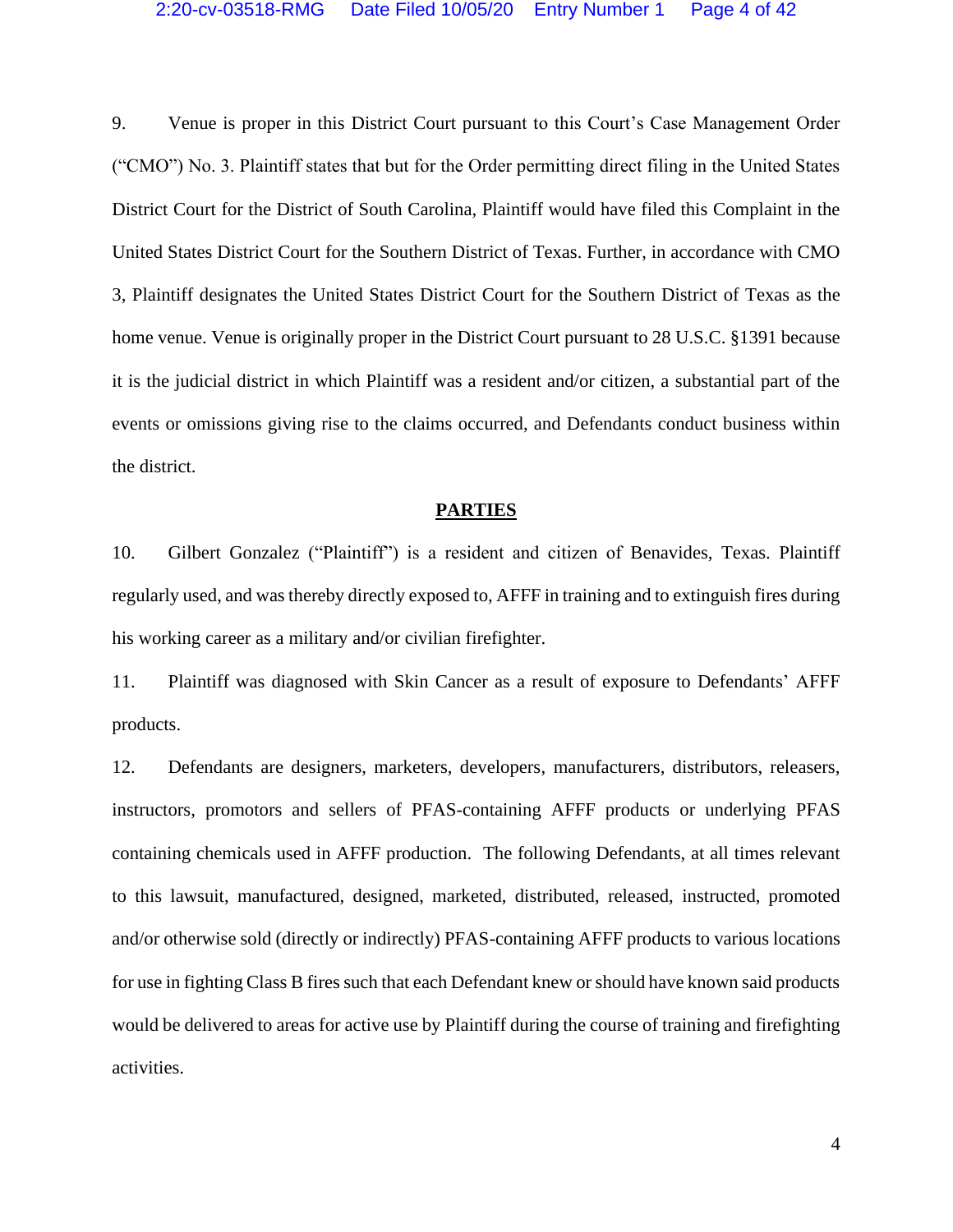9. Venue is proper in this District Court pursuant to this Court's Case Management Order ("CMO") No. 3. Plaintiff states that but for the Order permitting direct filing in the United States District Court for the District of South Carolina, Plaintiff would have filed this Complaint in the United States District Court for the Southern District of Texas. Further, in accordance with CMO 3, Plaintiff designates the United States District Court for the Southern District of Texas as the home venue. Venue is originally proper in the District Court pursuant to 28 U.S.C. §1391 because it is the judicial district in which Plaintiff was a resident and/or citizen, a substantial part of the events or omissions giving rise to the claims occurred, and Defendants conduct business within the district.

## **PARTIES**

10. Gilbert Gonzalez ("Plaintiff") is a resident and citizen of Benavides, Texas. Plaintiff regularly used, and was thereby directly exposed to, AFFF in training and to extinguish fires during his working career as a military and/or civilian firefighter.

11. Plaintiff was diagnosed with Skin Cancer as a result of exposure to Defendants' AFFF products.

12. Defendants are designers, marketers, developers, manufacturers, distributors, releasers, instructors, promotors and sellers of PFAS-containing AFFF products or underlying PFAS containing chemicals used in AFFF production. The following Defendants, at all times relevant to this lawsuit, manufactured, designed, marketed, distributed, released, instructed, promoted and/or otherwise sold (directly or indirectly) PFAS-containing AFFF products to various locations for use in fighting Class B fires such that each Defendant knew or should have known said products would be delivered to areas for active use by Plaintiff during the course of training and firefighting activities.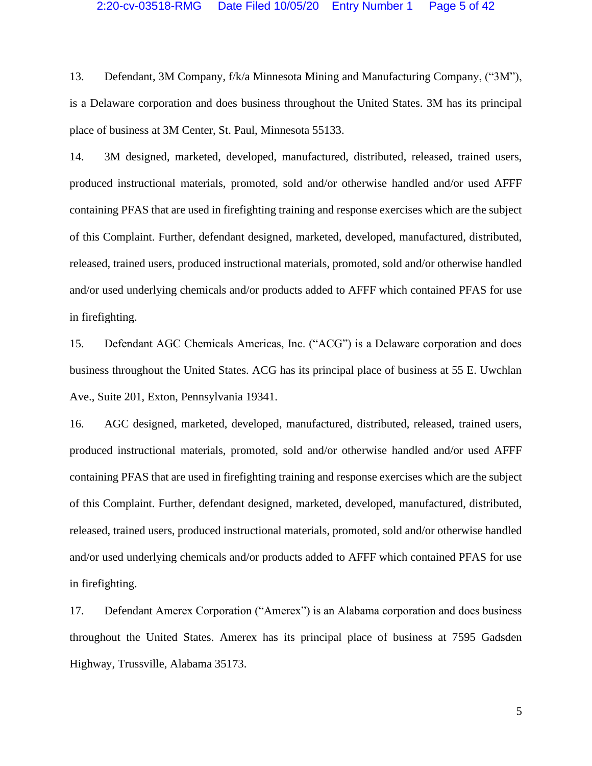13. Defendant, 3M Company, f/k/a Minnesota Mining and Manufacturing Company, ("3M"), is a Delaware corporation and does business throughout the United States. 3M has its principal place of business at 3M Center, St. Paul, Minnesota 55133.

14. 3M designed, marketed, developed, manufactured, distributed, released, trained users, produced instructional materials, promoted, sold and/or otherwise handled and/or used AFFF containing PFAS that are used in firefighting training and response exercises which are the subject of this Complaint. Further, defendant designed, marketed, developed, manufactured, distributed, released, trained users, produced instructional materials, promoted, sold and/or otherwise handled and/or used underlying chemicals and/or products added to AFFF which contained PFAS for use in firefighting.

15. Defendant AGC Chemicals Americas, Inc. ("ACG") is a Delaware corporation and does business throughout the United States. ACG has its principal place of business at 55 E. Uwchlan Ave., Suite 201, Exton, Pennsylvania 19341.

16. AGC designed, marketed, developed, manufactured, distributed, released, trained users, produced instructional materials, promoted, sold and/or otherwise handled and/or used AFFF containing PFAS that are used in firefighting training and response exercises which are the subject of this Complaint. Further, defendant designed, marketed, developed, manufactured, distributed, released, trained users, produced instructional materials, promoted, sold and/or otherwise handled and/or used underlying chemicals and/or products added to AFFF which contained PFAS for use in firefighting.

17. Defendant Amerex Corporation ("Amerex") is an Alabama corporation and does business throughout the United States. Amerex has its principal place of business at 7595 Gadsden Highway, Trussville, Alabama 35173.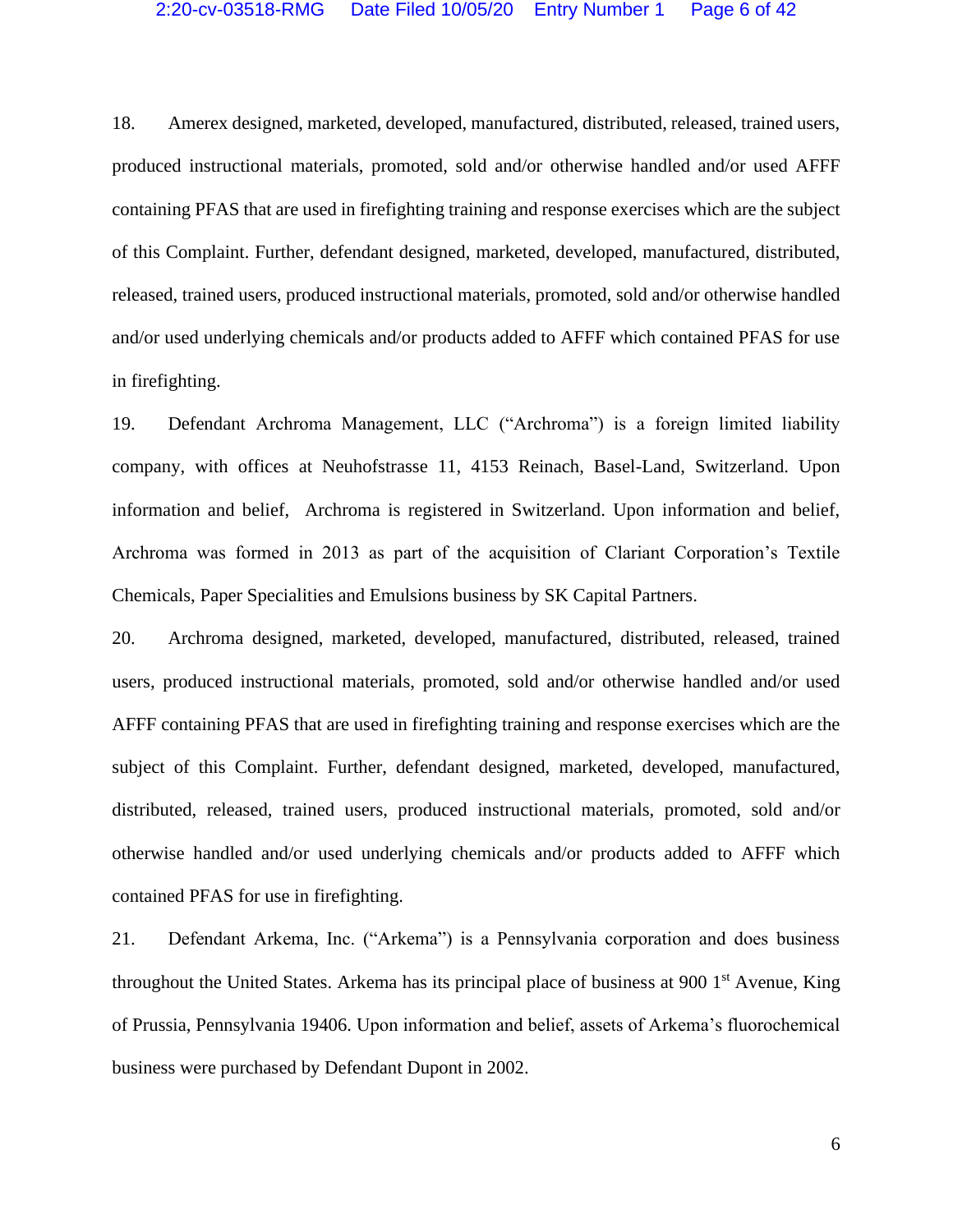18. Amerex designed, marketed, developed, manufactured, distributed, released, trained users, produced instructional materials, promoted, sold and/or otherwise handled and/or used AFFF containing PFAS that are used in firefighting training and response exercises which are the subject of this Complaint. Further, defendant designed, marketed, developed, manufactured, distributed, released, trained users, produced instructional materials, promoted, sold and/or otherwise handled and/or used underlying chemicals and/or products added to AFFF which contained PFAS for use in firefighting.

19. Defendant Archroma Management, LLC ("Archroma") is a foreign limited liability company, with offices at Neuhofstrasse 11, 4153 Reinach, Basel-Land, Switzerland. Upon information and belief, Archroma is registered in Switzerland. Upon information and belief, Archroma was formed in 2013 as part of the acquisition of Clariant Corporation's Textile Chemicals, Paper Specialities and Emulsions business by SK Capital Partners.

20. Archroma designed, marketed, developed, manufactured, distributed, released, trained users, produced instructional materials, promoted, sold and/or otherwise handled and/or used AFFF containing PFAS that are used in firefighting training and response exercises which are the subject of this Complaint. Further, defendant designed, marketed, developed, manufactured, distributed, released, trained users, produced instructional materials, promoted, sold and/or otherwise handled and/or used underlying chemicals and/or products added to AFFF which contained PFAS for use in firefighting.

21. Defendant Arkema, Inc. ("Arkema") is a Pennsylvania corporation and does business throughout the United States. Arkema has its principal place of business at 900 1st Avenue, King of Prussia, Pennsylvania 19406. Upon information and belief, assets of Arkema's fluorochemical business were purchased by Defendant Dupont in 2002.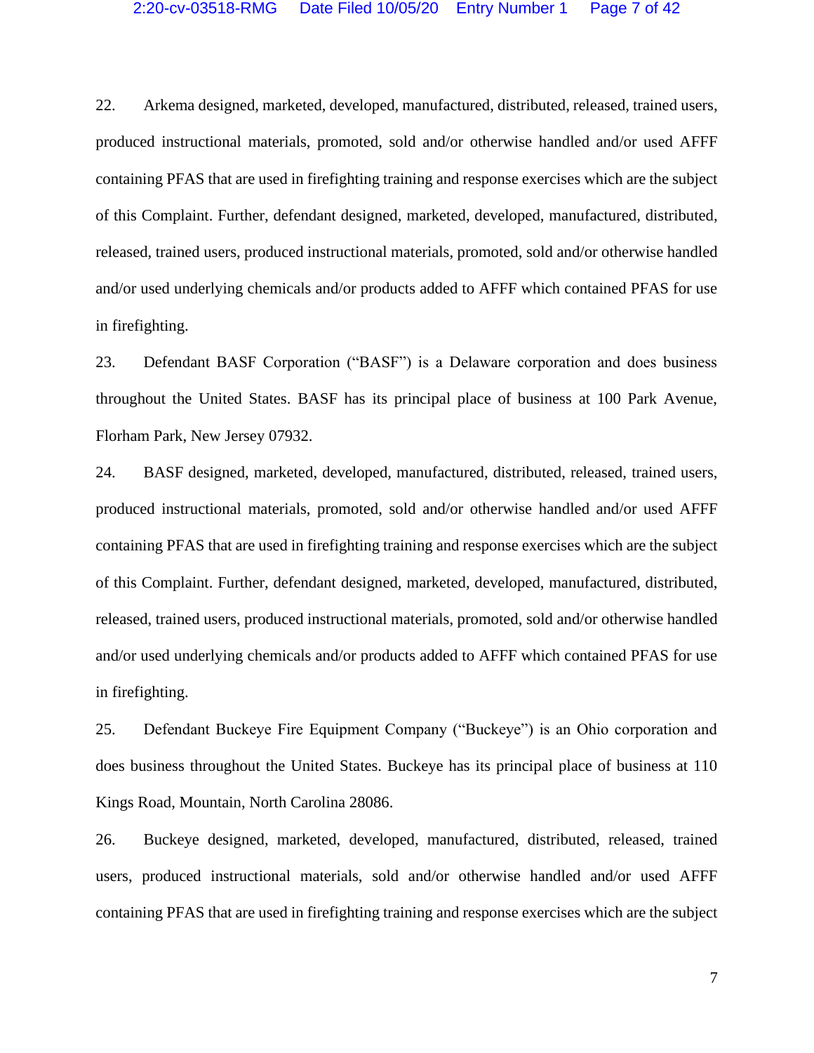22. Arkema designed, marketed, developed, manufactured, distributed, released, trained users, produced instructional materials, promoted, sold and/or otherwise handled and/or used AFFF containing PFAS that are used in firefighting training and response exercises which are the subject of this Complaint. Further, defendant designed, marketed, developed, manufactured, distributed, released, trained users, produced instructional materials, promoted, sold and/or otherwise handled and/or used underlying chemicals and/or products added to AFFF which contained PFAS for use in firefighting.

23. Defendant BASF Corporation ("BASF") is a Delaware corporation and does business throughout the United States. BASF has its principal place of business at 100 Park Avenue, Florham Park, New Jersey 07932.

24. BASF designed, marketed, developed, manufactured, distributed, released, trained users, produced instructional materials, promoted, sold and/or otherwise handled and/or used AFFF containing PFAS that are used in firefighting training and response exercises which are the subject of this Complaint. Further, defendant designed, marketed, developed, manufactured, distributed, released, trained users, produced instructional materials, promoted, sold and/or otherwise handled and/or used underlying chemicals and/or products added to AFFF which contained PFAS for use in firefighting.

25. Defendant Buckeye Fire Equipment Company ("Buckeye") is an Ohio corporation and does business throughout the United States. Buckeye has its principal place of business at 110 Kings Road, Mountain, North Carolina 28086.

26. Buckeye designed, marketed, developed, manufactured, distributed, released, trained users, produced instructional materials, sold and/or otherwise handled and/or used AFFF containing PFAS that are used in firefighting training and response exercises which are the subject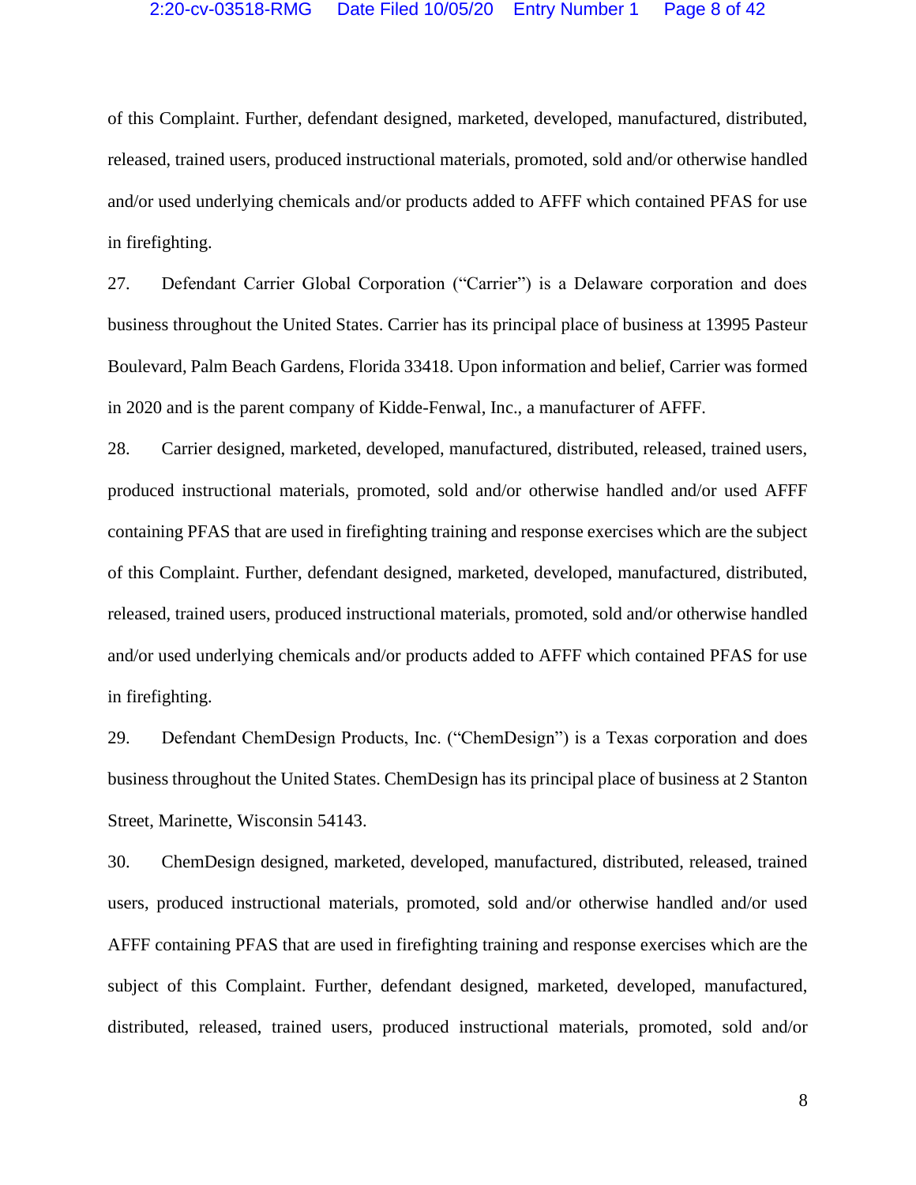of this Complaint. Further, defendant designed, marketed, developed, manufactured, distributed, released, trained users, produced instructional materials, promoted, sold and/or otherwise handled and/or used underlying chemicals and/or products added to AFFF which contained PFAS for use in firefighting.

27. Defendant Carrier Global Corporation ("Carrier") is a Delaware corporation and does business throughout the United States. Carrier has its principal place of business at 13995 Pasteur Boulevard, Palm Beach Gardens, Florida 33418. Upon information and belief, Carrier was formed in 2020 and is the parent company of Kidde-Fenwal, Inc., a manufacturer of AFFF.

28. Carrier designed, marketed, developed, manufactured, distributed, released, trained users, produced instructional materials, promoted, sold and/or otherwise handled and/or used AFFF containing PFAS that are used in firefighting training and response exercises which are the subject of this Complaint. Further, defendant designed, marketed, developed, manufactured, distributed, released, trained users, produced instructional materials, promoted, sold and/or otherwise handled and/or used underlying chemicals and/or products added to AFFF which contained PFAS for use in firefighting.

29. Defendant ChemDesign Products, Inc. ("ChemDesign") is a Texas corporation and does business throughout the United States. ChemDesign has its principal place of business at 2 Stanton Street, Marinette, Wisconsin 54143.

30. ChemDesign designed, marketed, developed, manufactured, distributed, released, trained users, produced instructional materials, promoted, sold and/or otherwise handled and/or used AFFF containing PFAS that are used in firefighting training and response exercises which are the subject of this Complaint. Further, defendant designed, marketed, developed, manufactured, distributed, released, trained users, produced instructional materials, promoted, sold and/or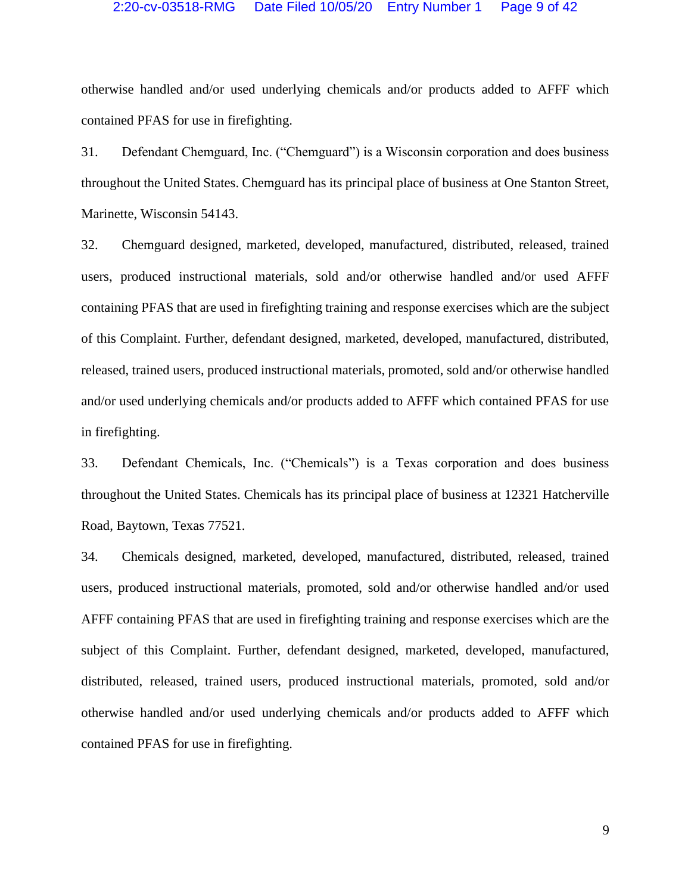otherwise handled and/or used underlying chemicals and/or products added to AFFF which contained PFAS for use in firefighting.

31. Defendant Chemguard, Inc. ("Chemguard") is a Wisconsin corporation and does business throughout the United States. Chemguard has its principal place of business at One Stanton Street, Marinette, Wisconsin 54143.

32. Chemguard designed, marketed, developed, manufactured, distributed, released, trained users, produced instructional materials, sold and/or otherwise handled and/or used AFFF containing PFAS that are used in firefighting training and response exercises which are the subject of this Complaint. Further, defendant designed, marketed, developed, manufactured, distributed, released, trained users, produced instructional materials, promoted, sold and/or otherwise handled and/or used underlying chemicals and/or products added to AFFF which contained PFAS for use in firefighting.

33. Defendant Chemicals, Inc. ("Chemicals") is a Texas corporation and does business throughout the United States. Chemicals has its principal place of business at 12321 Hatcherville Road, Baytown, Texas 77521.

34. Chemicals designed, marketed, developed, manufactured, distributed, released, trained users, produced instructional materials, promoted, sold and/or otherwise handled and/or used AFFF containing PFAS that are used in firefighting training and response exercises which are the subject of this Complaint. Further, defendant designed, marketed, developed, manufactured, distributed, released, trained users, produced instructional materials, promoted, sold and/or otherwise handled and/or used underlying chemicals and/or products added to AFFF which contained PFAS for use in firefighting.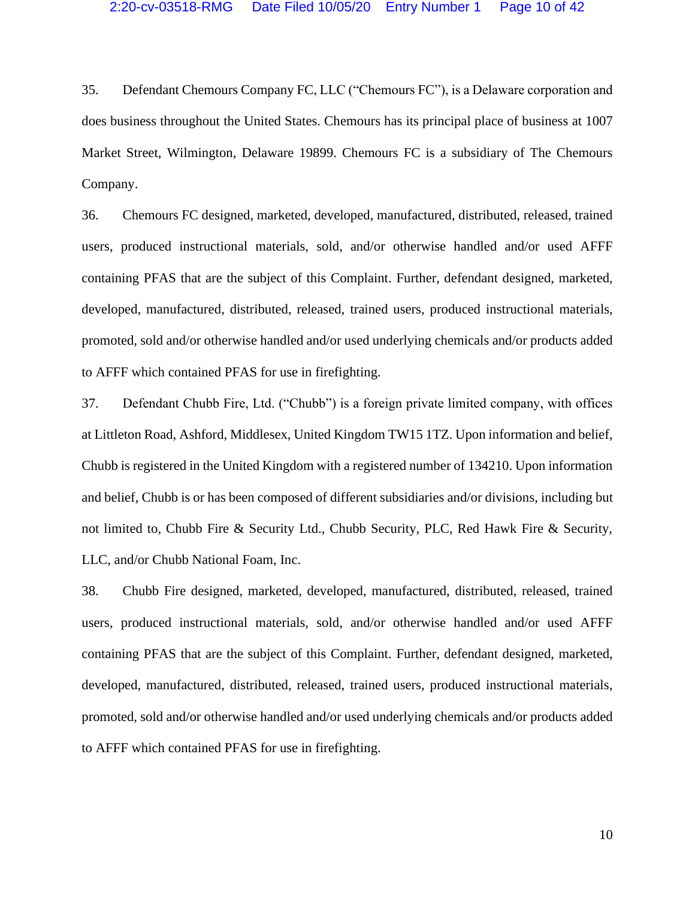35. Defendant Chemours Company FC, LLC ("Chemours FC"), is a Delaware corporation and does business throughout the United States. Chemours has its principal place of business at 1007 Market Street, Wilmington, Delaware 19899. Chemours FC is a subsidiary of The Chemours Company.

36. Chemours FC designed, marketed, developed, manufactured, distributed, released, trained users, produced instructional materials, sold, and/or otherwise handled and/or used AFFF containing PFAS that are the subject of this Complaint. Further, defendant designed, marketed, developed, manufactured, distributed, released, trained users, produced instructional materials, promoted, sold and/or otherwise handled and/or used underlying chemicals and/or products added to AFFF which contained PFAS for use in firefighting.

37. Defendant Chubb Fire, Ltd. ("Chubb") is a foreign private limited company, with offices at Littleton Road, Ashford, Middlesex, United Kingdom TW15 1TZ. Upon information and belief, Chubb is registered in the United Kingdom with a registered number of 134210. Upon information and belief, Chubb is or has been composed of different subsidiaries and/or divisions, including but not limited to, Chubb Fire & Security Ltd., Chubb Security, PLC, Red Hawk Fire & Security, LLC, and/or Chubb National Foam, Inc.

38. Chubb Fire designed, marketed, developed, manufactured, distributed, released, trained users, produced instructional materials, sold, and/or otherwise handled and/or used AFFF containing PFAS that are the subject of this Complaint. Further, defendant designed, marketed, developed, manufactured, distributed, released, trained users, produced instructional materials, promoted, sold and/or otherwise handled and/or used underlying chemicals and/or products added to AFFF which contained PFAS for use in firefighting.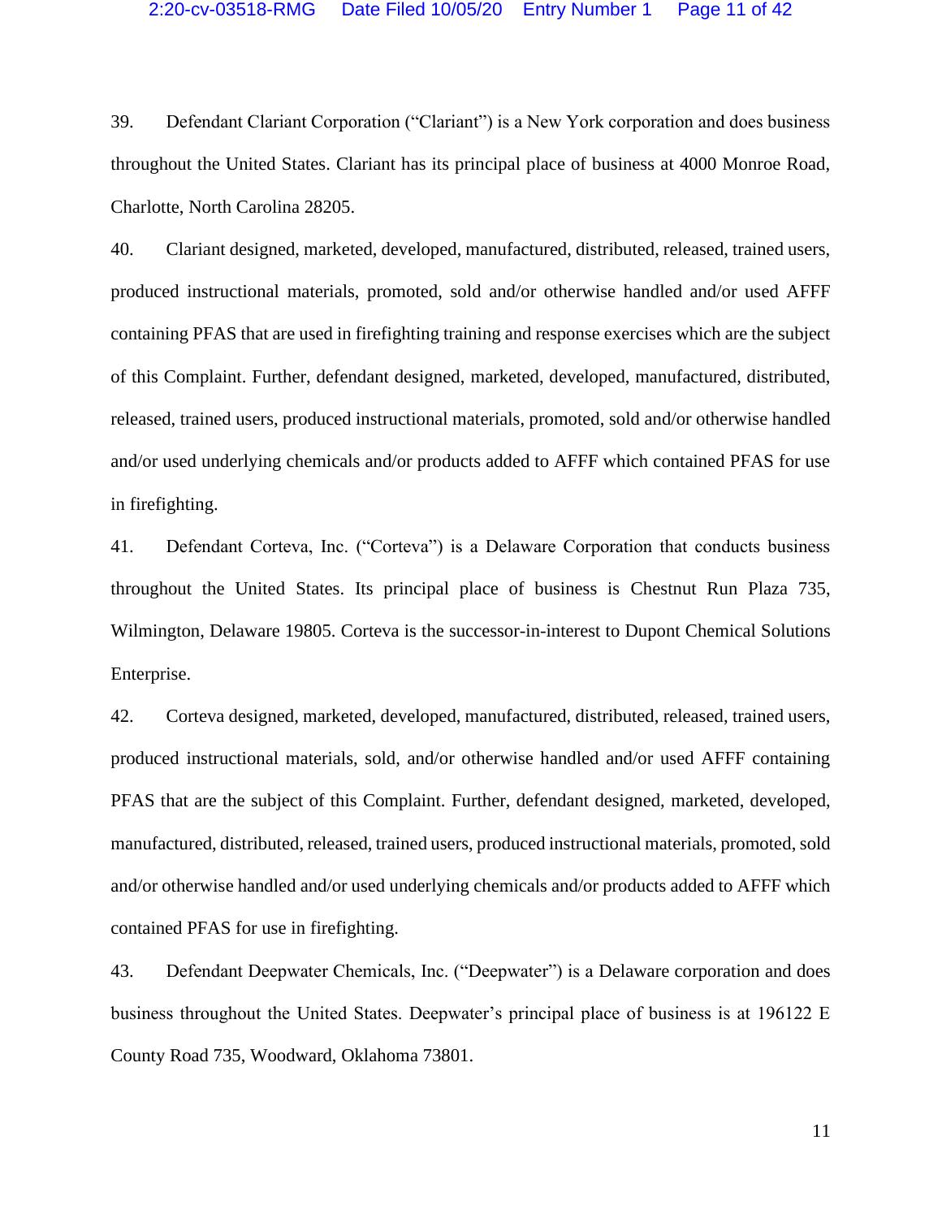39. Defendant Clariant Corporation ("Clariant") is a New York corporation and does business throughout the United States. Clariant has its principal place of business at 4000 Monroe Road, Charlotte, North Carolina 28205.

40. Clariant designed, marketed, developed, manufactured, distributed, released, trained users, produced instructional materials, promoted, sold and/or otherwise handled and/or used AFFF containing PFAS that are used in firefighting training and response exercises which are the subject of this Complaint. Further, defendant designed, marketed, developed, manufactured, distributed, released, trained users, produced instructional materials, promoted, sold and/or otherwise handled and/or used underlying chemicals and/or products added to AFFF which contained PFAS for use in firefighting.

41. Defendant Corteva, Inc. ("Corteva") is a Delaware Corporation that conducts business throughout the United States. Its principal place of business is Chestnut Run Plaza 735, Wilmington, Delaware 19805. Corteva is the successor-in-interest to Dupont Chemical Solutions Enterprise.

42. Corteva designed, marketed, developed, manufactured, distributed, released, trained users, produced instructional materials, sold, and/or otherwise handled and/or used AFFF containing PFAS that are the subject of this Complaint. Further, defendant designed, marketed, developed, manufactured, distributed, released, trained users, produced instructional materials, promoted, sold and/or otherwise handled and/or used underlying chemicals and/or products added to AFFF which contained PFAS for use in firefighting.

43. Defendant Deepwater Chemicals, Inc. ("Deepwater") is a Delaware corporation and does business throughout the United States. Deepwater's principal place of business is at 196122 E County Road 735, Woodward, Oklahoma 73801.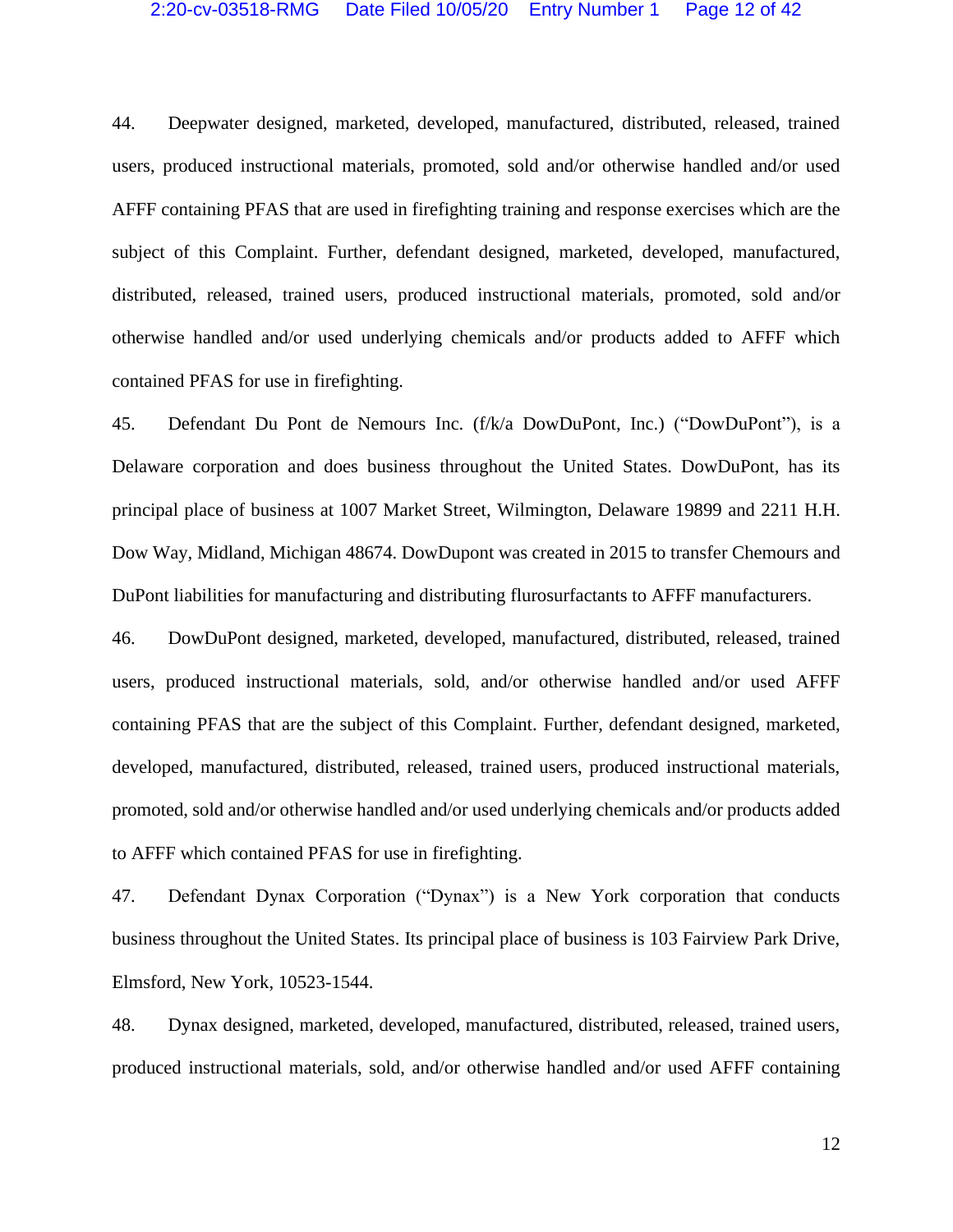44. Deepwater designed, marketed, developed, manufactured, distributed, released, trained users, produced instructional materials, promoted, sold and/or otherwise handled and/or used AFFF containing PFAS that are used in firefighting training and response exercises which are the subject of this Complaint. Further, defendant designed, marketed, developed, manufactured, distributed, released, trained users, produced instructional materials, promoted, sold and/or otherwise handled and/or used underlying chemicals and/or products added to AFFF which contained PFAS for use in firefighting.

45. Defendant Du Pont de Nemours Inc. (f/k/a DowDuPont, Inc.) ("DowDuPont"), is a Delaware corporation and does business throughout the United States. DowDuPont, has its principal place of business at 1007 Market Street, Wilmington, Delaware 19899 and 2211 H.H. Dow Way, Midland, Michigan 48674. DowDupont was created in 2015 to transfer Chemours and DuPont liabilities for manufacturing and distributing flurosurfactants to AFFF manufacturers.

46. DowDuPont designed, marketed, developed, manufactured, distributed, released, trained users, produced instructional materials, sold, and/or otherwise handled and/or used AFFF containing PFAS that are the subject of this Complaint. Further, defendant designed, marketed, developed, manufactured, distributed, released, trained users, produced instructional materials, promoted, sold and/or otherwise handled and/or used underlying chemicals and/or products added to AFFF which contained PFAS for use in firefighting.

47. Defendant Dynax Corporation ("Dynax") is a New York corporation that conducts business throughout the United States. Its principal place of business is 103 Fairview Park Drive, Elmsford, New York, 10523-1544.

48. Dynax designed, marketed, developed, manufactured, distributed, released, trained users, produced instructional materials, sold, and/or otherwise handled and/or used AFFF containing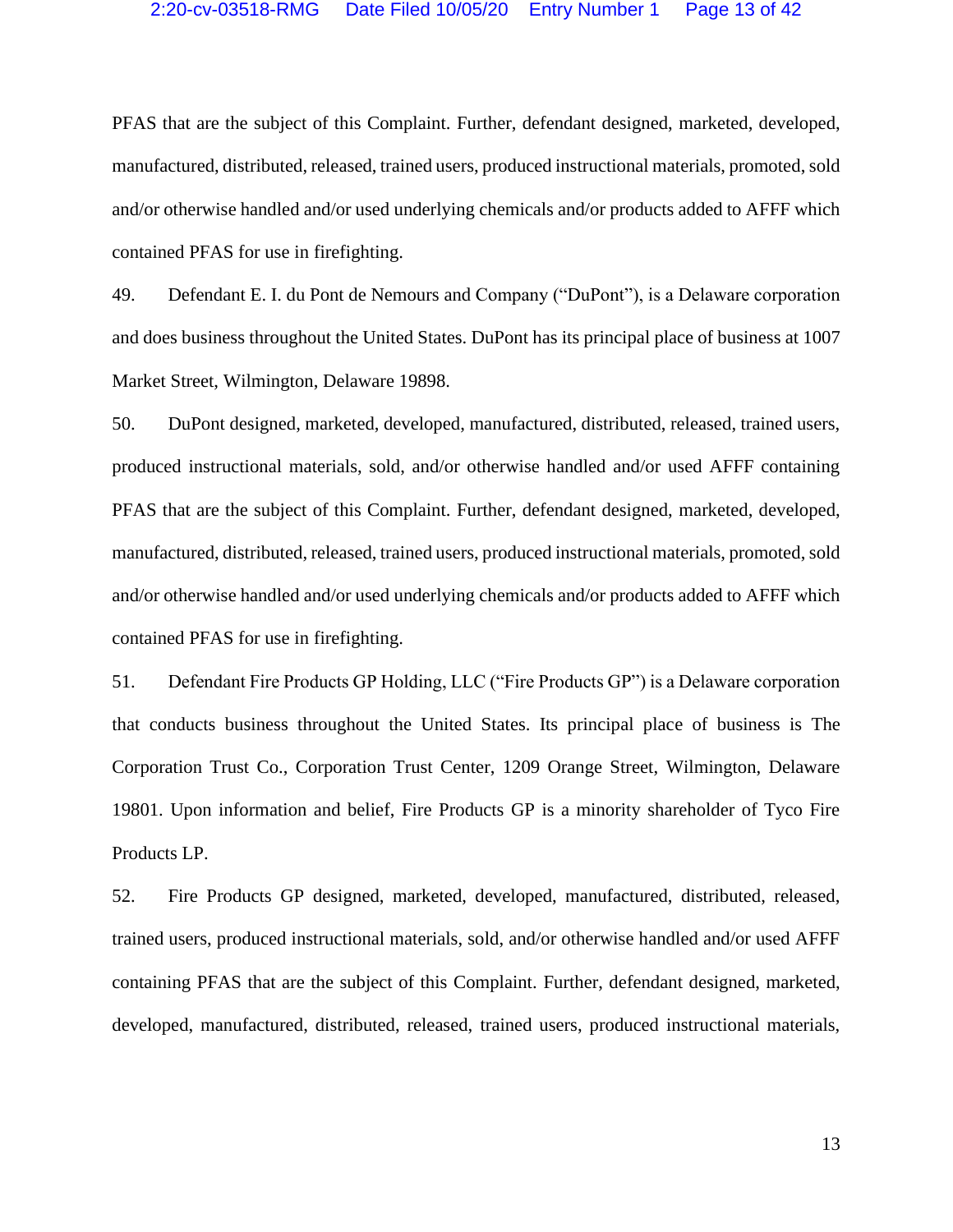PFAS that are the subject of this Complaint. Further, defendant designed, marketed, developed, manufactured, distributed, released, trained users, produced instructional materials, promoted, sold and/or otherwise handled and/or used underlying chemicals and/or products added to AFFF which contained PFAS for use in firefighting.

49. Defendant E. I. du Pont de Nemours and Company ("DuPont"), is a Delaware corporation and does business throughout the United States. DuPont has its principal place of business at 1007 Market Street, Wilmington, Delaware 19898.

50. DuPont designed, marketed, developed, manufactured, distributed, released, trained users, produced instructional materials, sold, and/or otherwise handled and/or used AFFF containing PFAS that are the subject of this Complaint. Further, defendant designed, marketed, developed, manufactured, distributed, released, trained users, produced instructional materials, promoted, sold and/or otherwise handled and/or used underlying chemicals and/or products added to AFFF which contained PFAS for use in firefighting.

51. Defendant Fire Products GP Holding, LLC ("Fire Products GP") is a Delaware corporation that conducts business throughout the United States. Its principal place of business is The Corporation Trust Co., Corporation Trust Center, 1209 Orange Street, Wilmington, Delaware 19801. Upon information and belief, Fire Products GP is a minority shareholder of Tyco Fire Products LP.

52. Fire Products GP designed, marketed, developed, manufactured, distributed, released, trained users, produced instructional materials, sold, and/or otherwise handled and/or used AFFF containing PFAS that are the subject of this Complaint. Further, defendant designed, marketed, developed, manufactured, distributed, released, trained users, produced instructional materials,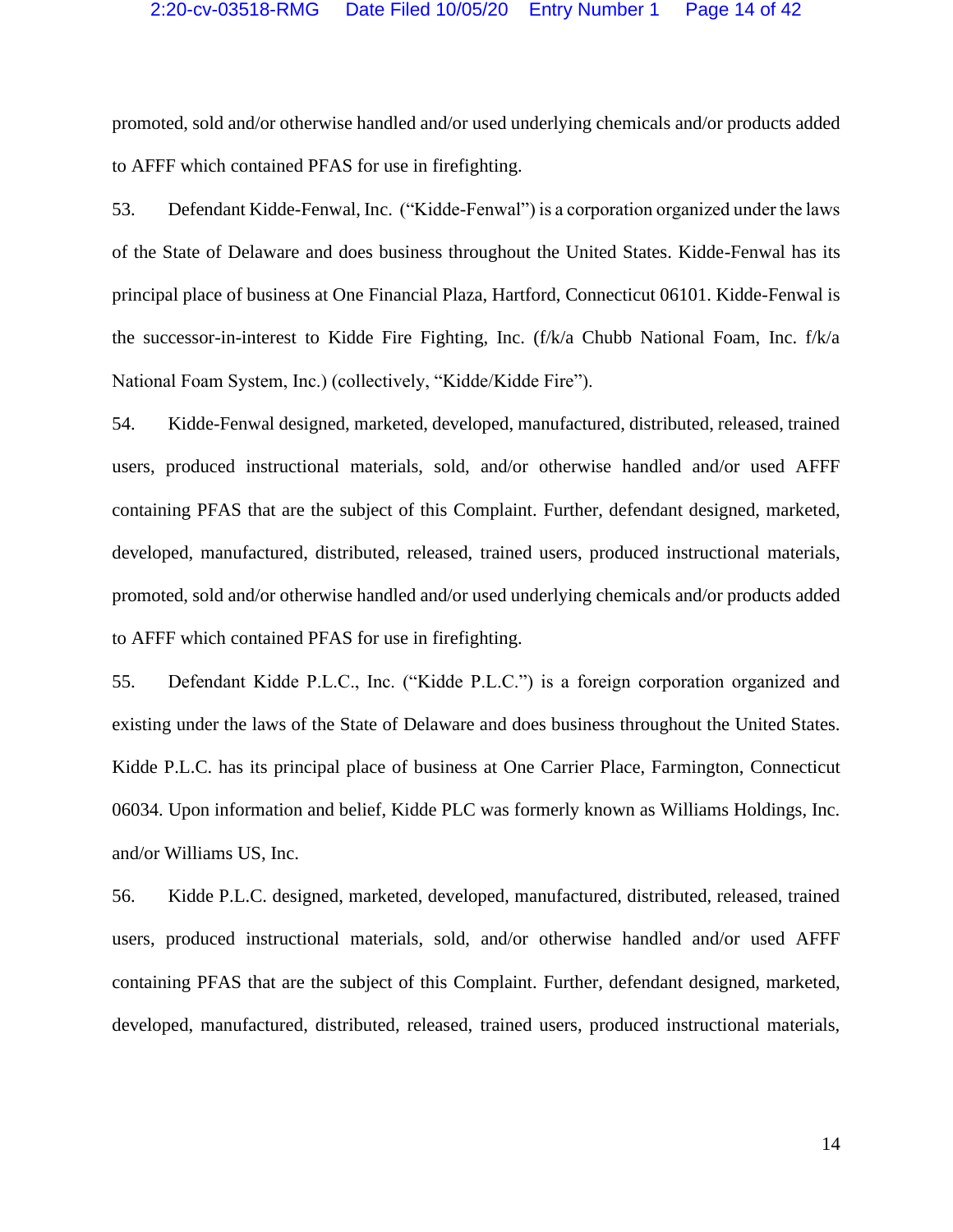promoted, sold and/or otherwise handled and/or used underlying chemicals and/or products added to AFFF which contained PFAS for use in firefighting.

53. Defendant Kidde-Fenwal, Inc. ("Kidde-Fenwal") is a corporation organized under the laws of the State of Delaware and does business throughout the United States. Kidde-Fenwal has its principal place of business at One Financial Plaza, Hartford, Connecticut 06101. Kidde-Fenwal is the successor-in-interest to Kidde Fire Fighting, Inc. (f/k/a Chubb National Foam, Inc. f/k/a National Foam System, Inc.) (collectively, "Kidde/Kidde Fire").

54. Kidde-Fenwal designed, marketed, developed, manufactured, distributed, released, trained users, produced instructional materials, sold, and/or otherwise handled and/or used AFFF containing PFAS that are the subject of this Complaint. Further, defendant designed, marketed, developed, manufactured, distributed, released, trained users, produced instructional materials, promoted, sold and/or otherwise handled and/or used underlying chemicals and/or products added to AFFF which contained PFAS for use in firefighting.

55. Defendant Kidde P.L.C., Inc. ("Kidde P.L.C.") is a foreign corporation organized and existing under the laws of the State of Delaware and does business throughout the United States. Kidde P.L.C. has its principal place of business at One Carrier Place, Farmington, Connecticut 06034. Upon information and belief, Kidde PLC was formerly known as Williams Holdings, Inc. and/or Williams US, Inc.

56. Kidde P.L.C. designed, marketed, developed, manufactured, distributed, released, trained users, produced instructional materials, sold, and/or otherwise handled and/or used AFFF containing PFAS that are the subject of this Complaint. Further, defendant designed, marketed, developed, manufactured, distributed, released, trained users, produced instructional materials,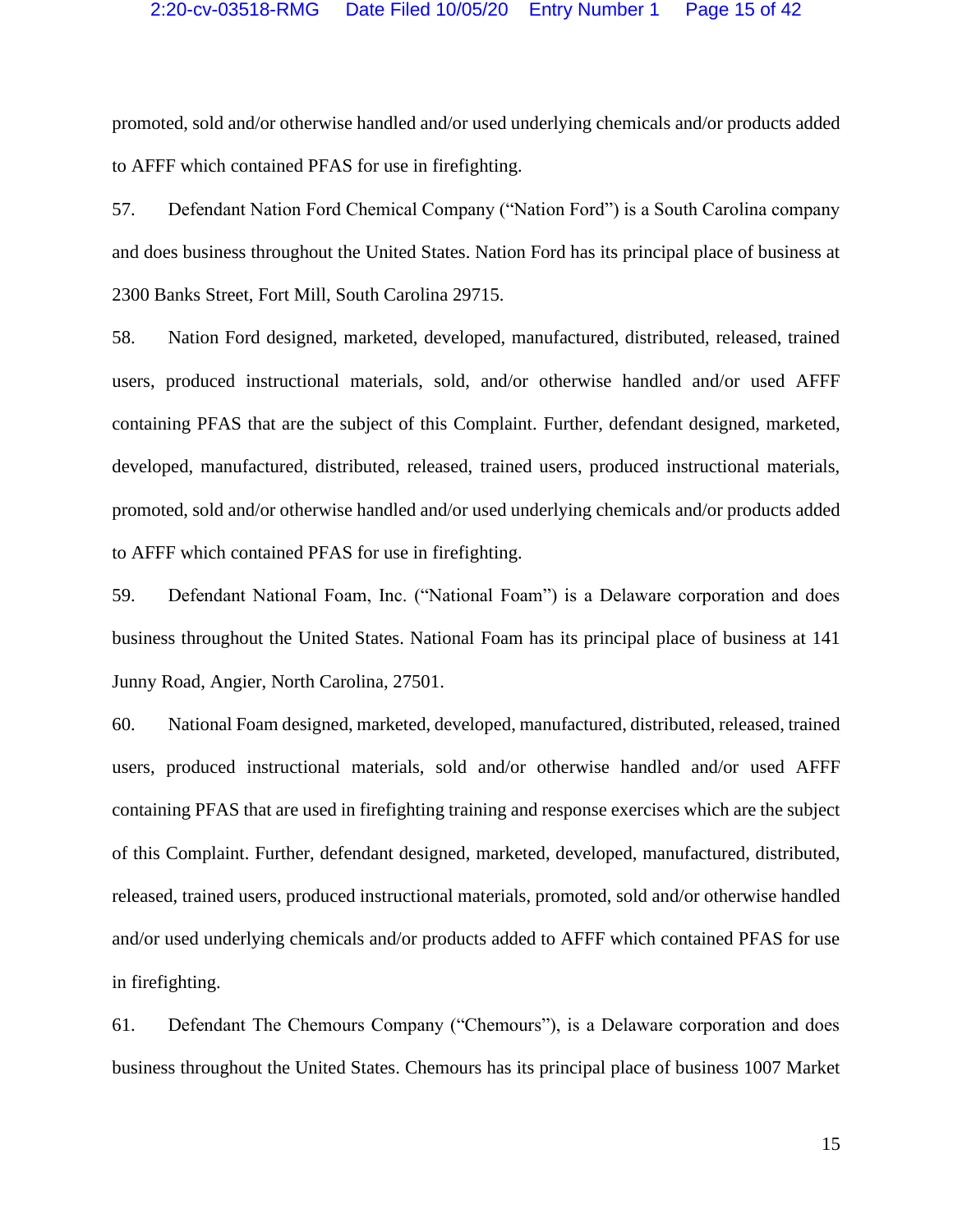promoted, sold and/or otherwise handled and/or used underlying chemicals and/or products added to AFFF which contained PFAS for use in firefighting.

57. Defendant Nation Ford Chemical Company ("Nation Ford") is a South Carolina company and does business throughout the United States. Nation Ford has its principal place of business at 2300 Banks Street, Fort Mill, South Carolina 29715.

58. Nation Ford designed, marketed, developed, manufactured, distributed, released, trained users, produced instructional materials, sold, and/or otherwise handled and/or used AFFF containing PFAS that are the subject of this Complaint. Further, defendant designed, marketed, developed, manufactured, distributed, released, trained users, produced instructional materials, promoted, sold and/or otherwise handled and/or used underlying chemicals and/or products added to AFFF which contained PFAS for use in firefighting.

59. Defendant National Foam, Inc. ("National Foam") is a Delaware corporation and does business throughout the United States. National Foam has its principal place of business at 141 Junny Road, Angier, North Carolina, 27501.

60. National Foam designed, marketed, developed, manufactured, distributed, released, trained users, produced instructional materials, sold and/or otherwise handled and/or used AFFF containing PFAS that are used in firefighting training and response exercises which are the subject of this Complaint. Further, defendant designed, marketed, developed, manufactured, distributed, released, trained users, produced instructional materials, promoted, sold and/or otherwise handled and/or used underlying chemicals and/or products added to AFFF which contained PFAS for use in firefighting.

61. Defendant The Chemours Company ("Chemours"), is a Delaware corporation and does business throughout the United States. Chemours has its principal place of business 1007 Market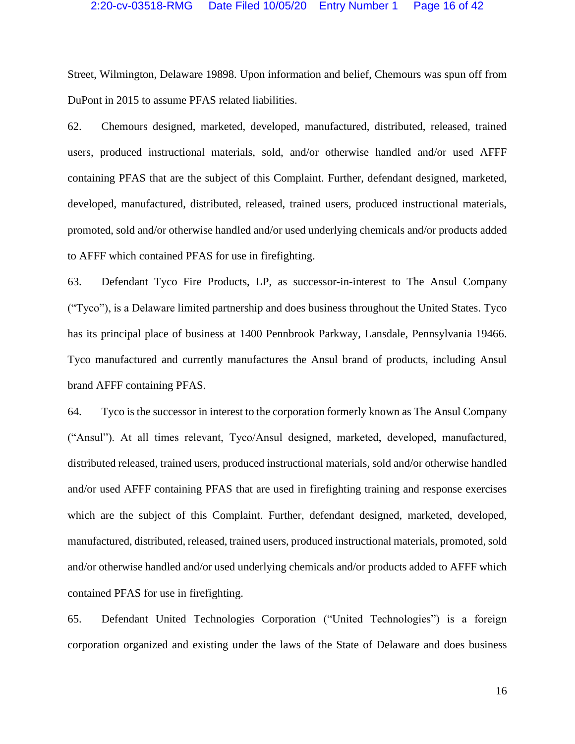Street, Wilmington, Delaware 19898. Upon information and belief, Chemours was spun off from DuPont in 2015 to assume PFAS related liabilities.

62. Chemours designed, marketed, developed, manufactured, distributed, released, trained users, produced instructional materials, sold, and/or otherwise handled and/or used AFFF containing PFAS that are the subject of this Complaint. Further, defendant designed, marketed, developed, manufactured, distributed, released, trained users, produced instructional materials, promoted, sold and/or otherwise handled and/or used underlying chemicals and/or products added to AFFF which contained PFAS for use in firefighting.

63. Defendant Tyco Fire Products, LP, as successor-in-interest to The Ansul Company ("Tyco"), is a Delaware limited partnership and does business throughout the United States. Tyco has its principal place of business at 1400 Pennbrook Parkway, Lansdale, Pennsylvania 19466. Tyco manufactured and currently manufactures the Ansul brand of products, including Ansul brand AFFF containing PFAS.

64. Tyco is the successor in interest to the corporation formerly known as The Ansul Company ("Ansul"). At all times relevant, Tyco/Ansul designed, marketed, developed, manufactured, distributed released, trained users, produced instructional materials, sold and/or otherwise handled and/or used AFFF containing PFAS that are used in firefighting training and response exercises which are the subject of this Complaint. Further, defendant designed, marketed, developed, manufactured, distributed, released, trained users, produced instructional materials, promoted, sold and/or otherwise handled and/or used underlying chemicals and/or products added to AFFF which contained PFAS for use in firefighting.

65. Defendant United Technologies Corporation ("United Technologies") is a foreign corporation organized and existing under the laws of the State of Delaware and does business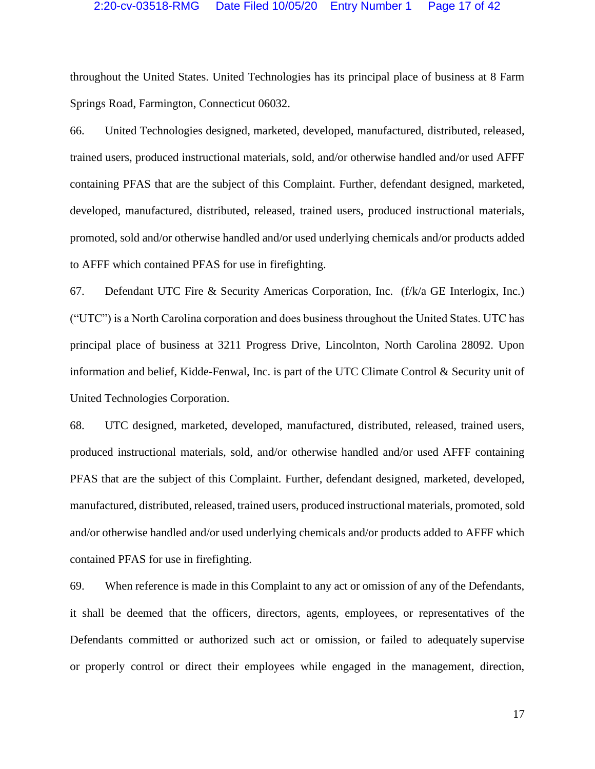throughout the United States. United Technologies has its principal place of business at 8 Farm Springs Road, Farmington, Connecticut 06032.

66. United Technologies designed, marketed, developed, manufactured, distributed, released, trained users, produced instructional materials, sold, and/or otherwise handled and/or used AFFF containing PFAS that are the subject of this Complaint. Further, defendant designed, marketed, developed, manufactured, distributed, released, trained users, produced instructional materials, promoted, sold and/or otherwise handled and/or used underlying chemicals and/or products added to AFFF which contained PFAS for use in firefighting.

67. Defendant UTC Fire & Security Americas Corporation, Inc. (f/k/a GE Interlogix, Inc.) ("UTC") is a North Carolina corporation and does business throughout the United States. UTC has principal place of business at 3211 Progress Drive, Lincolnton, North Carolina 28092. Upon information and belief, Kidde-Fenwal, Inc. is part of the UTC Climate Control & Security unit of United Technologies Corporation.

68. UTC designed, marketed, developed, manufactured, distributed, released, trained users, produced instructional materials, sold, and/or otherwise handled and/or used AFFF containing PFAS that are the subject of this Complaint. Further, defendant designed, marketed, developed, manufactured, distributed, released, trained users, produced instructional materials, promoted, sold and/or otherwise handled and/or used underlying chemicals and/or products added to AFFF which contained PFAS for use in firefighting.

69. When reference is made in this Complaint to any act or omission of any of the Defendants, it shall be deemed that the officers, directors, agents, employees, or representatives of the Defendants committed or authorized such act or omission, or failed to adequately supervise or properly control or direct their employees while engaged in the management, direction,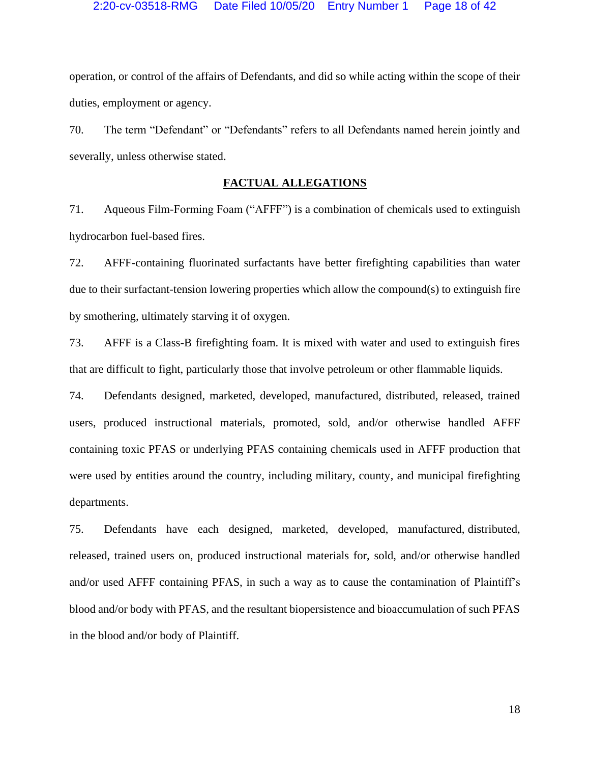operation, or control of the affairs of Defendants, and did so while acting within the scope of their duties, employment or agency.

70. The term "Defendant" or "Defendants" refers to all Defendants named herein jointly and severally, unless otherwise stated.

## FACTUAL ALLEGATIONS

71. Aqueous Film-Forming Foam ("AFFF") is a combination of chemicals used to extinguish hydrocarbon fuel-based fires.

72. AFFF-containing fluorinated surfactants have better firefighting capabilities than water due to their surfactant-tension lowering properties which allow the compound(s) to extinguish fire by smothering, ultimately starving it of oxygen.

73. AFFF is a Class-B firefighting foam. It is mixed with water and used to extinguish fires that are difficult to fight, particularly those that involve petroleum or other flammable liquids.

74. Defendants designed, marketed, developed, manufactured, distributed, released, trained users, produced instructional materials, promoted, sold, and/or otherwise handled AFFF containing toxic PFAS or underlying PFAS containing chemicals used in AFFF production that were used by entities around the country, including military, county, and municipal firefighting departments.

75. Defendants have each designed, marketed, developed, manufactured, distributed, released, trained users on, produced instructional materials for, sold, and/or otherwise handled and/or used AFFF containing PFAS, in such a way as to cause the contamination of Plaintiff's blood and/or body with PFAS, and the resultant biopersistence and bioaccumulation of such PFAS in the blood and/or body of Plaintiff.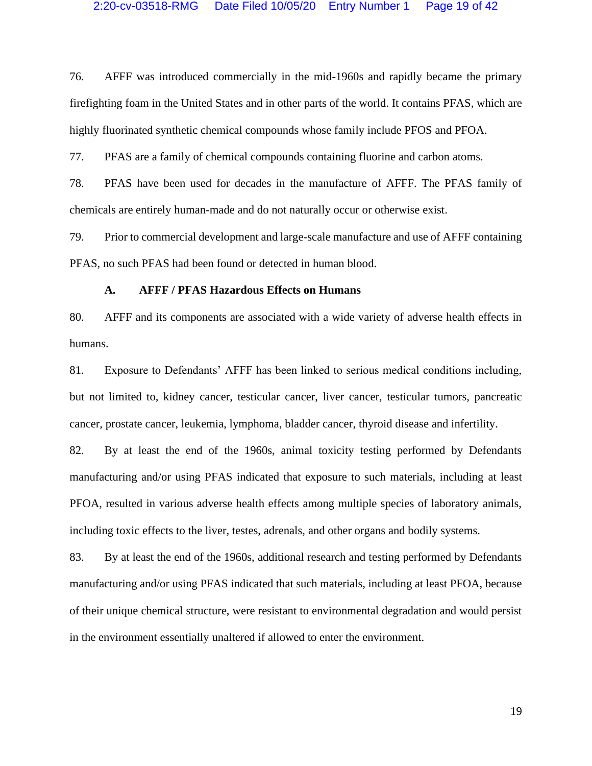76. AFFF was introduced commercially in the mid-1960s and rapidly became the primary firefighting foam in the United States and in other parts of the world. It contains PFAS, which are highly fluorinated synthetic chemical compounds whose family include PFOS and PFOA.

77. PFAS are a family of chemical compounds containing fluorine and carbon atoms.

78. PFAS have been used for decades in the manufacture of AFFF. The PFAS family of chemicals are entirely human-made and do not naturally occur or otherwise exist.

79. Prior to commercial development and large-scale manufacture and use of AFFF containing PFAS, no such PFAS had been found or detected in human blood.

### A. AFFF / PFAS Hazardous Effects on Humans

80. AFFF and its components are associated with a wide variety of adverse health effects in humans.

81. Exposure to Defendants' AFFF has been linked to serious medical conditions including, but not limited to, kidney cancer, testicular cancer, liver cancer, testicular tumors, pancreatic cancer, prostate cancer, leukemia, lymphoma, bladder cancer, thyroid disease and infertility.

82. By at least the end of the 1960s, animal toxicity testing performed by Defendants manufacturing and/or using PFAS indicated that exposure to such materials, including at least PFOA, resulted in various adverse health effects among multiple species of laboratory animals, including toxic effects to the liver, testes, adrenals, and other organs and bodily systems.

83. By at least the end of the 1960s, additional research and testing performed by Defendants manufacturing and/or using PFAS indicated that such materials, including at least PFOA, because of their unique chemical structure, were resistant to environmental degradation and would persist in the environment essentially unaltered if allowed to enter the environment.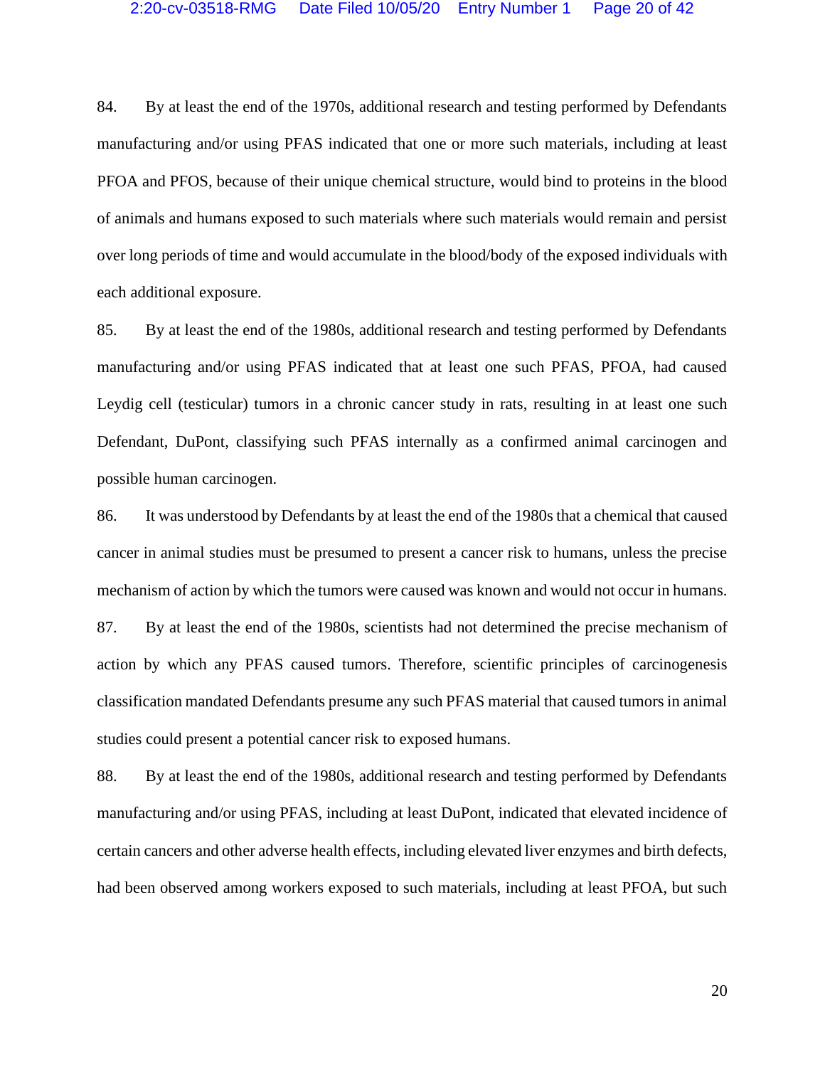84. By at least the end of the 1970s, additional research and testing performed by Defendants manufacturing and/or using PFAS indicated that one or more such materials, including at least PFOA and PFOS, because of their unique chemical structure, would bind to proteins in the blood of animals and humans exposed to such materials where such materials would remain and persist over long periods of time and would accumulate in the blood/body of the exposed individuals with each additional exposure.

85. By at least the end of the 1980s, additional research and testing performed by Defendants manufacturing and/or using PFAS indicated that at least one such PFAS, PFOA, had caused Leydig cell (testicular) tumors in a chronic cancer study in rats, resulting in at least one such Defendant, DuPont, classifying such PFAS internally as a confirmed animal carcinogen and possible human carcinogen.

86. It was understood by Defendants by at least the end of the 1980s that a chemical that caused cancer in animal studies must be presumed to present a cancer risk to humans, unless the precise mechanism of action by which the tumors were caused was known and would not occur in humans.

87. By at least the end of the 1980s, scientists had not determined the precise mechanism of action by which any PFAS caused tumors. Therefore, scientific principles of carcinogenesis classification mandated Defendants presume any such PFAS material that caused tumors in animal studies could present a potential cancer risk to exposed humans.

88. By at least the end of the 1980s, additional research and testing performed by Defendants manufacturing and/or using PFAS, including at least DuPont, indicated that elevated incidence of certain cancers and other adverse health effects, including elevated liver enzymes and birth defects, had been observed among workers exposed to such materials, including at least PFOA, but such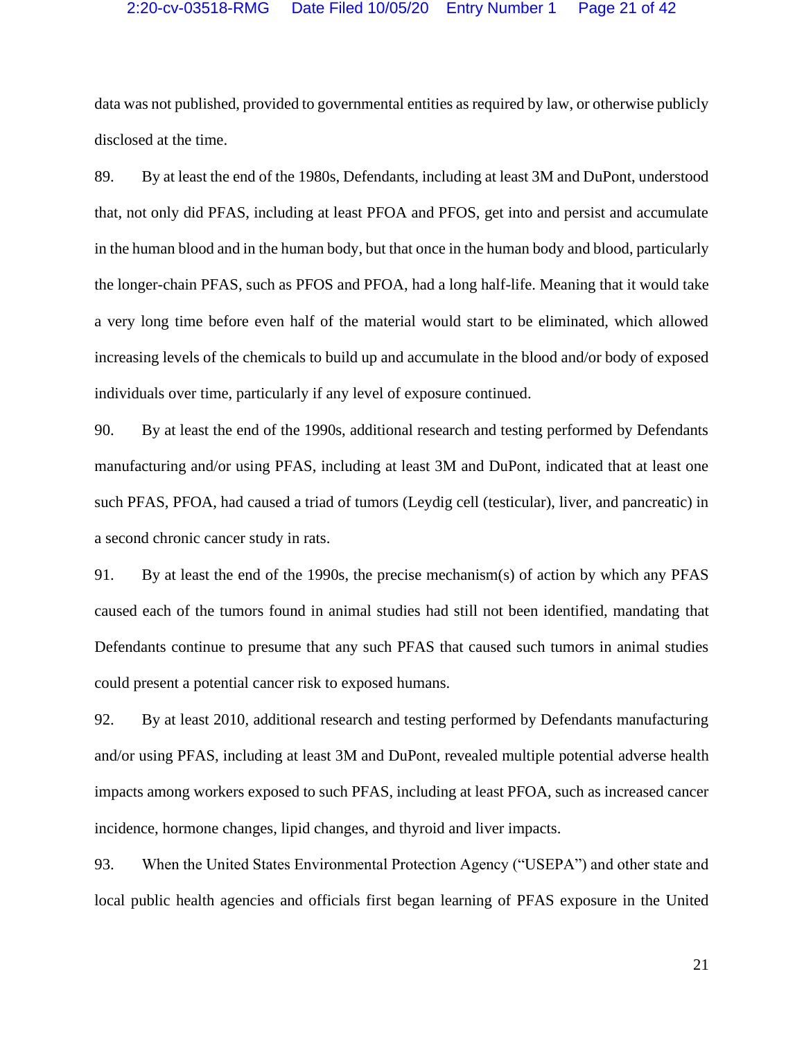data was not published, provided to governmental entities as required by law, or otherwise publicly disclosed at the time.

89. By at least the end of the 1980s, Defendants, including at least 3M and DuPont, understood that, not only did PFAS, including at least PFOA and PFOS, get into and persist and accumulate in the human blood and in the human body, but that once in the human body and blood, particularly the longer-chain PFAS, such as PFOS and PFOA, had a long half-life. Meaning that it would take a very long time before even half of the material would start to be eliminated, which allowed increasing levels of the chemicals to build up and accumulate in the blood and/or body of exposed individuals over time, particularly if any level of exposure continued.

90. By at least the end of the 1990s, additional research and testing performed by Defendants manufacturing and/or using PFAS, including at least 3M and DuPont, indicated that at least one such PFAS, PFOA, had caused a triad of tumors (Leydig cell (testicular), liver, and pancreatic) in a second chronic cancer study in rats.

91. By at least the end of the 1990s, the precise mechanism(s) of action by which any PFAS caused each of the tumors found in animal studies had still not been identified, mandating that Defendants continue to presume that any such PFAS that caused such tumors in animal studies could present a potential cancer risk to exposed humans.

92. By at least 2010, additional research and testing performed by Defendants manufacturing and/or using PFAS, including at least 3M and DuPont, revealed multiple potential adverse health impacts among workers exposed to such PFAS, including at least PFOA, such as increased cancer incidence, hormone changes, lipid changes, and thyroid and liver impacts.

93. When the United States Environmental Protection Agency ("USEPA") and other state and local public health agencies and officials first began learning of PFAS exposure in the United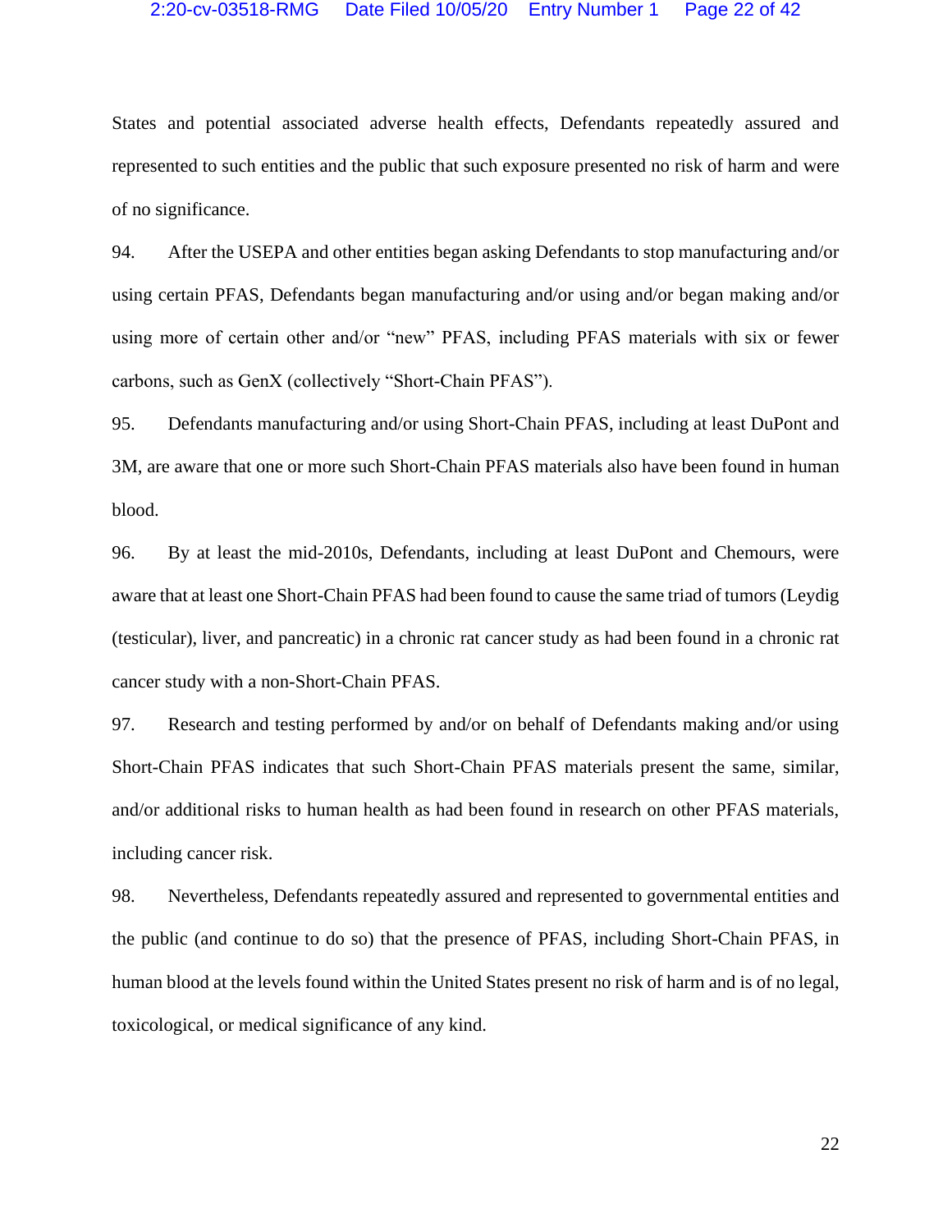States and potential associated adverse health effects, Defendants repeatedly assured and represented to such entities and the public that such exposure presented no risk of harm and were of no significance.

94. After the USEPA and other entities began asking Defendants to stop manufacturing and/or using certain PFAS, Defendants began manufacturing and/or using and/or began making and/or using more of certain other and/or "new" PFAS, including PFAS materials with six or fewer carbons, such as GenX (collectively "Short-Chain PFAS").

95. Defendants manufacturing and/or using Short-Chain PFAS, including at least DuPont and 3M, are aware that one or more such Short-Chain PFAS materials also have been found in human blood.

96. By at least the mid-2010s, Defendants, including at least DuPont and Chemours, were aware that at least one Short-Chain PFAS had been found to cause the same triad of tumors (Leydig (testicular), liver, and pancreatic) in a chronic rat cancer study as had been found in a chronic rat cancer study with a non-Short-Chain PFAS.

97. Research and testing performed by and/or on behalf of Defendants making and/or using Short-Chain PFAS indicates that such Short-Chain PFAS materials present the same, similar, and/or additional risks to human health as had been found in research on other PFAS materials, including cancer risk.

98. Nevertheless, Defendants repeatedly assured and represented to governmental entities and the public (and continue to do so) that the presence of PFAS, including Short-Chain PFAS, in human blood at the levels found within the United States present no risk of harm and is of no legal, toxicological, or medical significance of any kind.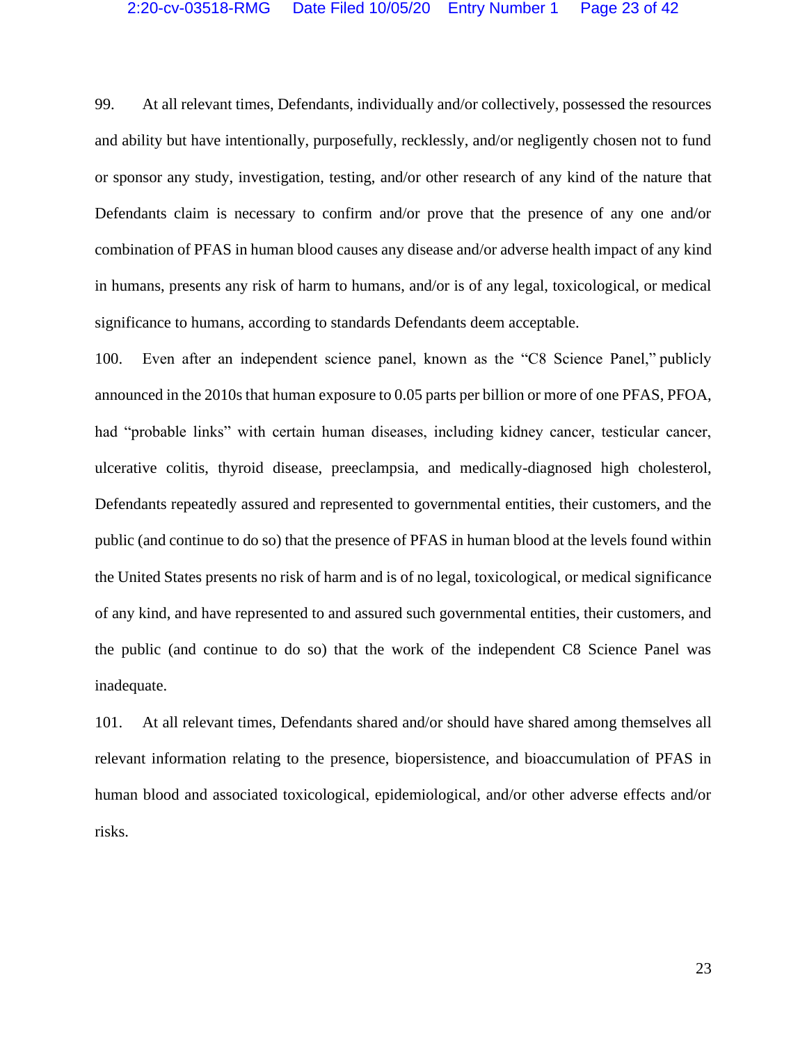99. At all relevant times, Defendants, individually and/or collectively, possessed the resources and ability but have intentionally, purposefully, recklessly, and/or negligently chosen not to fund or sponsor any study, investigation, testing, and/or other research of any kind of the nature that Defendants claim is necessary to confirm and/or prove that the presence of any one and/or combination of PFAS in human blood causes any disease and/or adverse health impact of any kind in humans, presents any risk of harm to humans, and/or is of any legal, toxicological, or medical significance to humans, according to standards Defendants deem acceptable.

100. Even after an independent science panel, known as the "C8 Science Panel," publicly announced in the 2010s that human exposure to 0.05 parts per billion or more of one PFAS, PFOA, had "probable links" with certain human diseases, including kidney cancer, testicular cancer, ulcerative colitis, thyroid disease, preeclampsia, and medically-diagnosed high cholesterol, Defendants repeatedly assured and represented to governmental entities, their customers, and the public (and continue to do so) that the presence of PFAS in human blood at the levels found within the United States presents no risk of harm and is of no legal, toxicological, or medical significance of any kind, and have represented to and assured such governmental entities, their customers, and the public (and continue to do so) that the work of the independent C8 Science Panel was inadequate.

101. At all relevant times, Defendants shared and/or should have shared among themselves all relevant information relating to the presence, biopersistence, and bioaccumulation of PFAS in human blood and associated toxicological, epidemiological, and/or other adverse effects and/or risks.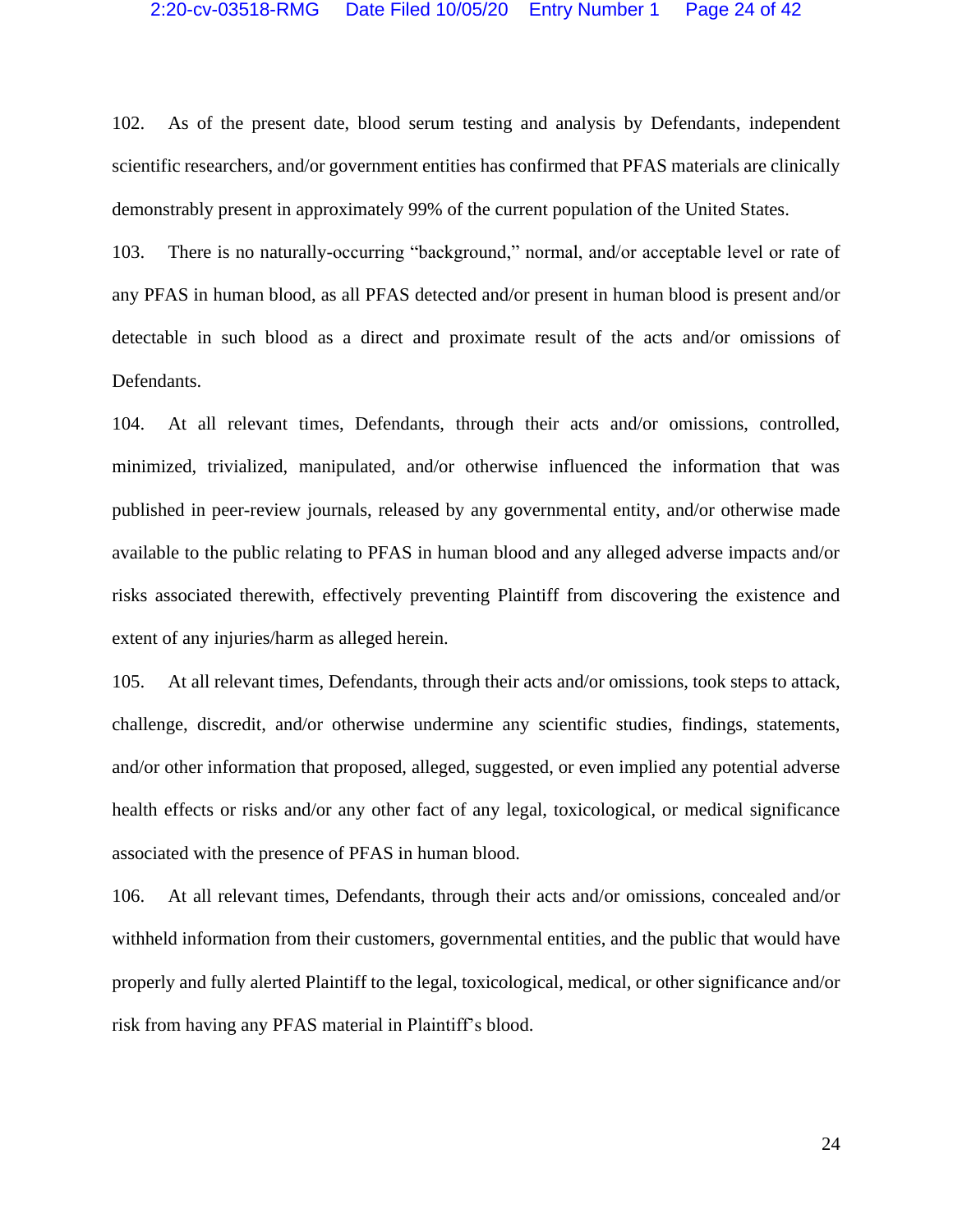102. As of the present date, blood serum testing and analysis by Defendants, independent scientific researchers, and/or government entities has confirmed that PFAS materials are clinically demonstrably present in approximately 99% of the current population of the United States.

103. There is no naturally-occurring "background," normal, and/or acceptable level or rate of any PFAS in human blood, as all PFAS detected and/or present in human blood is present and/or detectable in such blood as a direct and proximate result of the acts and/or omissions of Defendants.

104. At all relevant times, Defendants, through their acts and/or omissions, controlled, minimized, trivialized, manipulated, and/or otherwise influenced the information that was published in peer-review journals, released by any governmental entity, and/or otherwise made available to the public relating to PFAS in human blood and any alleged adverse impacts and/or risks associated therewith, effectively preventing Plaintiff from discovering the existence and extent of any injuries/harm as alleged herein.

105. At all relevant times, Defendants, through their acts and/or omissions, took steps to attack, challenge, discredit, and/or otherwise undermine any scientific studies, findings, statements, and/or other information that proposed, alleged, suggested, or even implied any potential adverse health effects or risks and/or any other fact of any legal, toxicological, or medical significance associated with the presence of PFAS in human blood.

106. At all relevant times, Defendants, through their acts and/or omissions, concealed and/or withheld information from their customers, governmental entities, and the public that would have properly and fully alerted Plaintiff to the legal, toxicological, medical, or other significance and/or risk from having any PFAS material in Plaintiff's blood.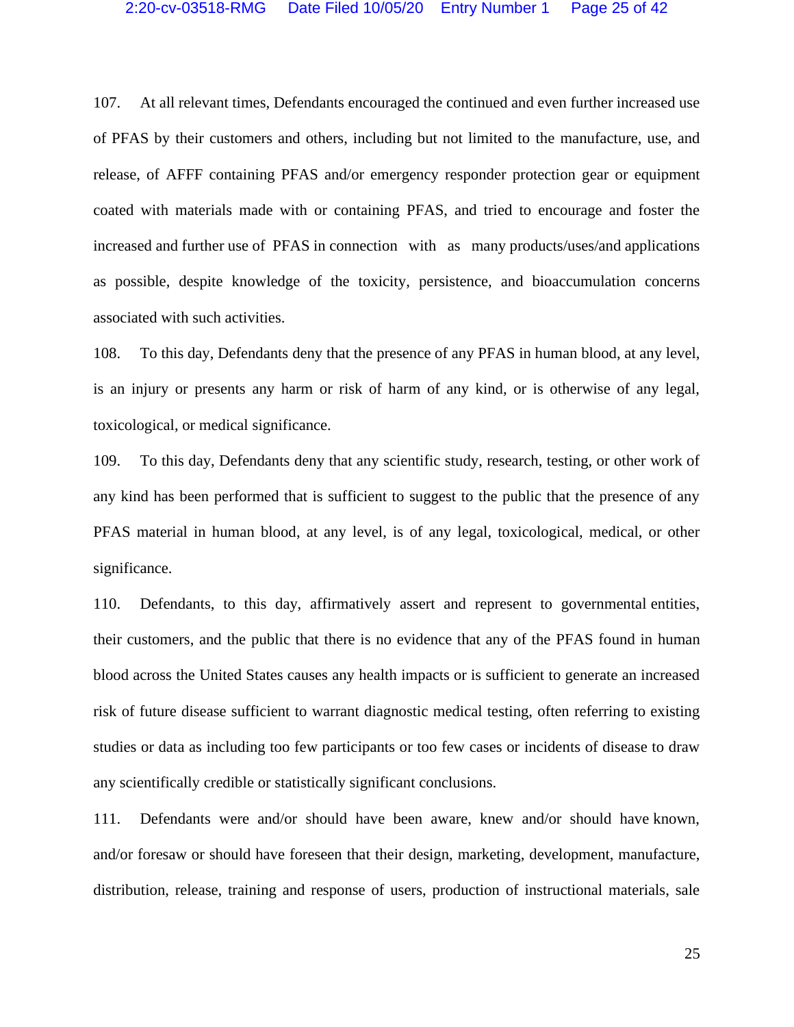107. At all relevant times, Defendants encouraged the continued and even further increased use of PFAS by their customers and others, including but not limited to the manufacture, use, and release, of AFFF containing PFAS and/or emergency responder protection gear or equipment coated with materials made with or containing PFAS, and tried to encourage and foster the increased and further use of PFAS in connection with as many products/uses/and applications as possible, despite knowledge of the toxicity, persistence, and bioaccumulation concerns associated with such activities.

108. To this day, Defendants deny that the presence of any PFAS in human blood, at any level, is an injury or presents any harm or risk of harm of any kind, or is otherwise of any legal, toxicological, or medical significance.

109. To this day, Defendants deny that any scientific study, research, testing, or other work of any kind has been performed that is sufficient to suggest to the public that the presence of any PFAS material in human blood, at any level, is of any legal, toxicological, medical, or other significance.

110. Defendants, to this day, affirmatively assert and represent to governmental entities, their customers, and the public that there is no evidence that any of the PFAS found in human blood across the United States causes any health impacts or is sufficient to generate an increased risk of future disease sufficient to warrant diagnostic medical testing, often referring to existing studies or data as including too few participants or too few cases or incidents of disease to draw any scientifically credible or statistically significant conclusions.

111. Defendants were and/or should have been aware, knew and/or should have known, and/or foresaw or should have foreseen that their design, marketing, development, manufacture, distribution, release, training and response of users, production of instructional materials, sale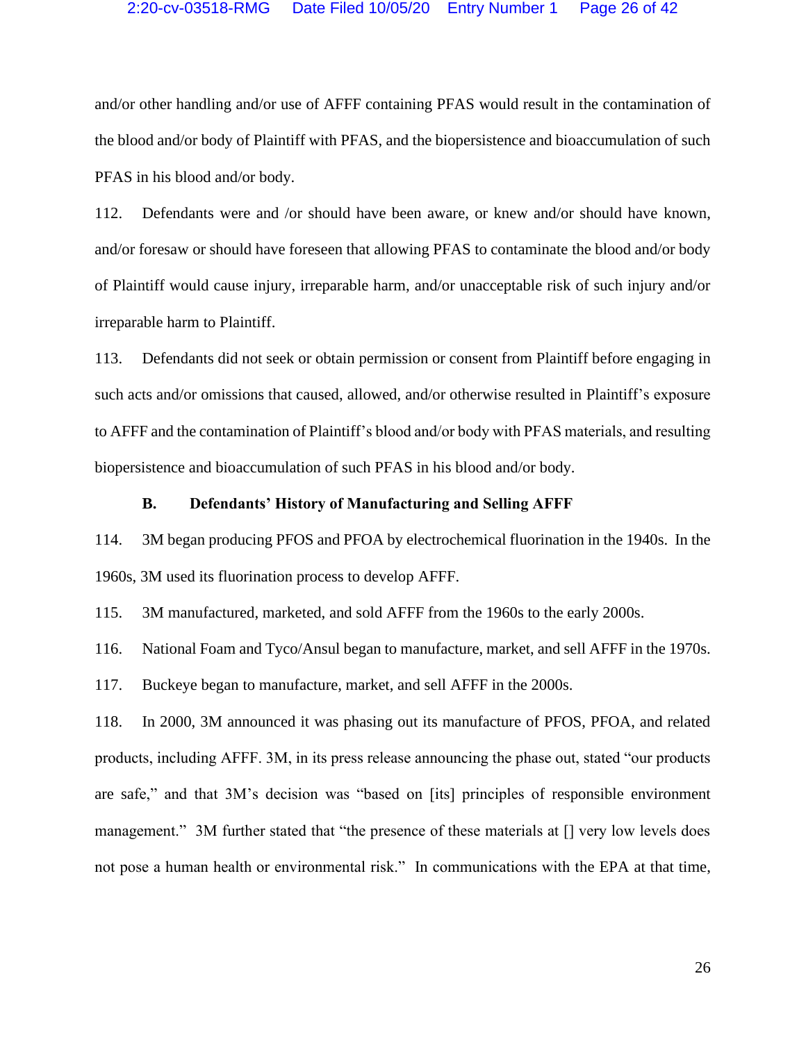and/or other handling and/or use of AFFF containing PFAS would result in the contamination of the blood and/or body of Plaintiff with PFAS, and the biopersistence and bioaccumulation of such PFAS in his blood and/or body.

112. Defendants were and /or should have been aware, or knew and/or should have known, and/or foresaw or should have foreseen that allowing PFAS to contaminate the blood and/or body of Plaintiff would cause injury, irreparable harm, and/or unacceptable risk of such injury and/or irreparable harm to Plaintiff.

113. Defendants did not seek or obtain permission or consent from Plaintiff before engaging in such acts and/or omissions that caused, allowed, and/or otherwise resulted in Plaintiff's exposure to AFFF and the contamination of Plaintiff's blood and/or body with PFAS materials, and resulting biopersistence and bioaccumulation of such PFAS in his blood and/or body.

### B. Defendants' History of Manufacturing and Selling AFFF

114. 3M began producing PFOS and PFOA by electrochemical fluorination in the 1940s. In the 1960s, 3M used its fluorination process to develop AFFF.

115. 3M manufactured, marketed, and sold AFFF from the 1960s to the early 2000s.

116. National Foam and Tyco/Ansul began to manufacture, market, and sell AFFF in the 1970s.

117. Buckeye began to manufacture, market, and sell AFFF in the 2000s.

118. In 2000, 3M announced it was phasing out its manufacture of PFOS, PFOA, and related products, including AFFF. 3M, in its press release announcing the phase out, stated "our products are safe," and that 3M's decision was "based on [its] principles of responsible environment management." 3M further stated that "the presence of these materials at [] very low levels does not pose a human health or environmental risk." In communications with the EPA at that time,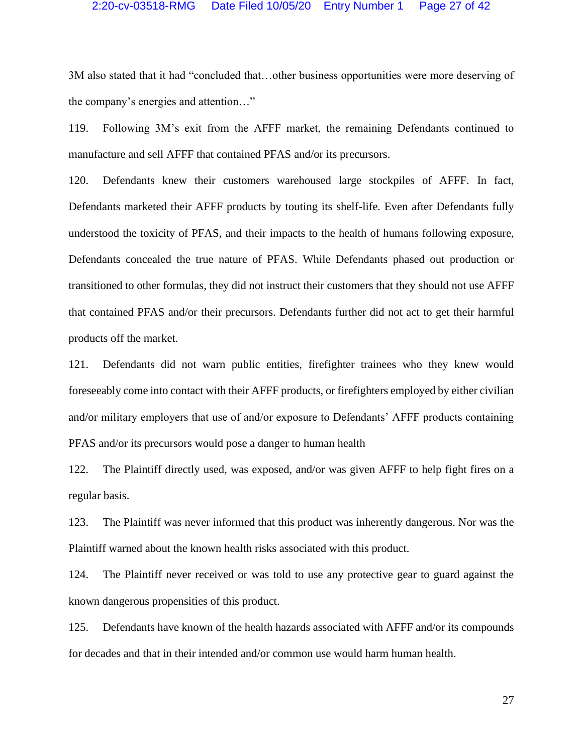3M also stated that it had "concluded that…other business opportunities were more deserving of the company's energies and attention…"

119. Following 3M's exit from the AFFF market, the remaining Defendants continued to manufacture and sell AFFF that contained PFAS and/or its precursors.

120. Defendants knew their customers warehoused large stockpiles of AFFF. In fact, Defendants marketed their AFFF products by touting its shelf-life. Even after Defendants fully understood the toxicity of PFAS, and their impacts to the health of humans following exposure, Defendants concealed the true nature of PFAS. While Defendants phased out production or transitioned to other formulas, they did not instruct their customers that they should not use AFFF that contained PFAS and/or their precursors. Defendants further did not act to get their harmful products off the market.

121. Defendants did not warn public entities, firefighter trainees who they knew would foreseeably come into contact with their AFFF products, or firefighters employed by either civilian and/or military employers that use of and/or exposure to Defendants' AFFF products containing PFAS and/or its precursors would pose a danger to human health

122. The Plaintiff directly used, was exposed, and/or was given AFFF to help fight fires on a regular basis.

123. The Plaintiff was never informed that this product was inherently dangerous. Nor was the Plaintiff warned about the known health risks associated with this product.

124. The Plaintiff never received or was told to use any protective gear to guard against the known dangerous propensities of this product.

125. Defendants have known of the health hazards associated with AFFF and/or its compounds for decades and that in their intended and/or common use would harm human health.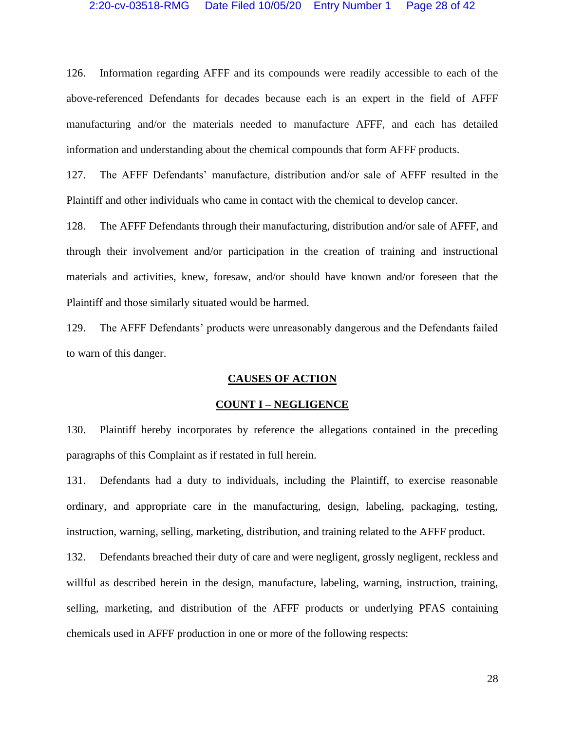126. Information regarding AFFF and its compounds were readily accessible to each of the above-referenced Defendants for decades because each is an expert in the field of AFFF manufacturing and/or the materials needed to manufacture AFFF, and each has detailed information and understanding about the chemical compounds that form AFFF products.

127. The AFFF Defendants' manufacture, distribution and/or sale of AFFF resulted in the Plaintiff and other individuals who came in contact with the chemical to develop cancer.

128. The AFFF Defendants through their manufacturing, distribution and/or sale of AFFF, and through their involvement and/or participation in the creation of training and instructional materials and activities, knew, foresaw, and/or should have known and/or foreseen that the Plaintiff and those similarly situated would be harmed.

129. The AFFF Defendants' products were unreasonably dangerous and the Defendants failed to warn of this danger.

## CAUSES OF ACTION

### COUNT I – NEGLIGENCE

130. Plaintiff hereby incorporates by reference the allegations contained in the preceding paragraphs of this Complaint as if restated in full herein.

131. Defendants had a duty to individuals, including the Plaintiff, to exercise reasonable ordinary, and appropriate care in the manufacturing, design, labeling, packaging, testing, instruction, warning, selling, marketing, distribution, and training related to the AFFF product.

132. Defendants breached their duty of care and were negligent, grossly negligent, reckless and willful as described herein in the design, manufacture, labeling, warning, instruction, training, selling, marketing, and distribution of the AFFF products or underlying PFAS containing chemicals used in AFFF production in one or more of the following respects: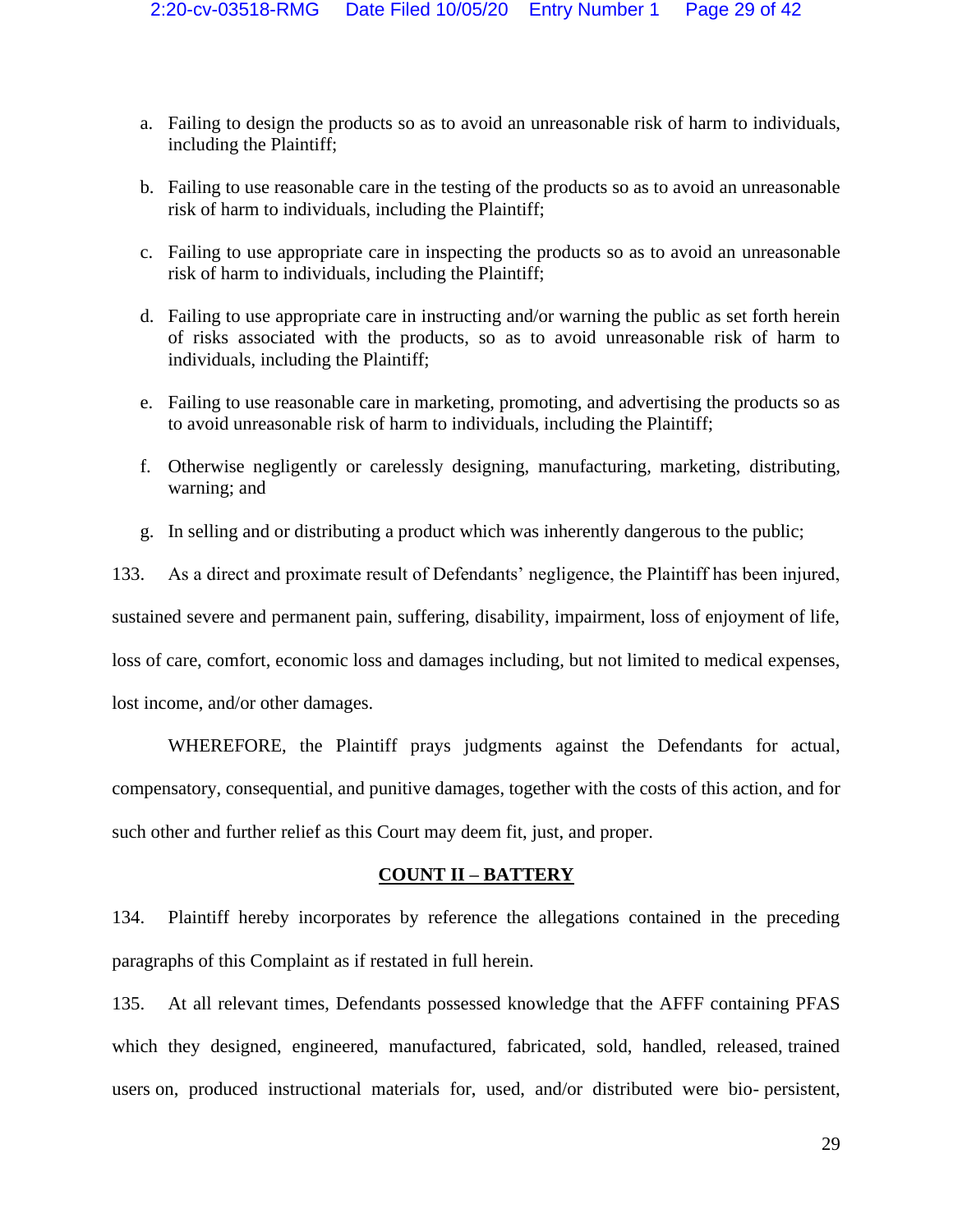a. Failing to design the products so as to avoid an unreasonable risk of harm to individuals, including the Plaintiff;

b. Failing to use reasonable care in the testing of the products so as to avoid an unreasonable risk of harm to individuals, including the Plaintiff;

c. Failing to use appropriate care in inspecting the products so as to avoid an unreasonable risk of harm to individuals, including the Plaintiff;

d. Failing to use appropriate care in instructing and/or warning the public as set forth herein of risks associated with the products, so as to avoid unreasonable risk of harm to individuals, including the Plaintiff;

e. Failing to use reasonable care in marketing, promoting, and advertising the products so as to avoid unreasonable risk of harm to individuals, including the Plaintiff;

f. Otherwise negligently or carelessly designing, manufacturing, marketing, distributing, warning; and

g. In selling and or distributing a product which was inherently dangerous to the public;

133. As a direct and proximate result of Defendants' negligence, the Plaintiff has been injured, sustained severe and permanent pain, suffering, disability, impairment, loss of enjoyment of life, loss of care, comfort, economic loss and damages including, but not limited to medical expenses, lost income, and/or other damages.

WHEREFORE, the Plaintiff prays judgments against the Defendants for actual, compensatory, consequential, and punitive damages, together with the costs of this action, and for such other and further relief as this Court may deem fit, just, and proper.

## COUNT II – BATTERY

134. Plaintiff hereby incorporates by reference the allegations contained in the preceding paragraphs of this Complaint as if restated in full herein.

135. At all relevant times, Defendants possessed knowledge that the AFFF containing PFAS which they designed, engineered, manufactured, fabricated, sold, handled, released, trained users on, produced instructional materials for, used, and/or distributed were bio- persistent,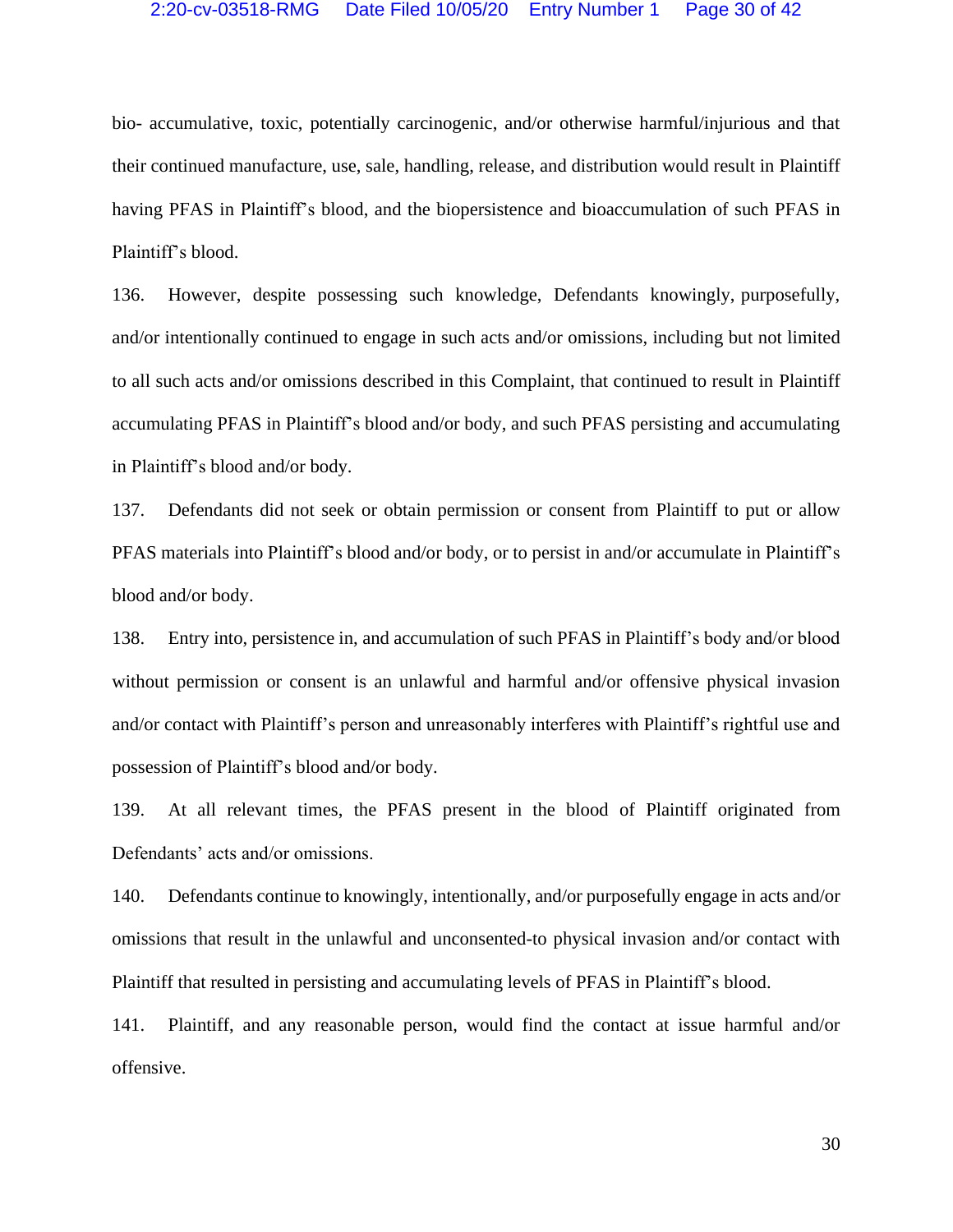bio- accumulative, toxic, potentially carcinogenic, and/or otherwise harmful/injurious and that their continued manufacture, use, sale, handling, release, and distribution would result in Plaintiff having PFAS in Plaintiff's blood, and the biopersistence and bioaccumulation of such PFAS in Plaintiff's blood.

136. However, despite possessing such knowledge, Defendants knowingly, purposefully, and/or intentionally continued to engage in such acts and/or omissions, including but not limited to all such acts and/or omissions described in this Complaint, that continued to result in Plaintiff accumulating PFAS in Plaintiff's blood and/or body, and such PFAS persisting and accumulating in Plaintiff's blood and/or body.

137. Defendants did not seek or obtain permission or consent from Plaintiff to put or allow PFAS materials into Plaintiff's blood and/or body, or to persist in and/or accumulate in Plaintiff's blood and/or body.

138. Entry into, persistence in, and accumulation of such PFAS in Plaintiff's body and/or blood without permission or consent is an unlawful and harmful and/or offensive physical invasion and/or contact with Plaintiff's person and unreasonably interferes with Plaintiff's rightful use and possession of Plaintiff's blood and/or body.

139. At all relevant times, the PFAS present in the blood of Plaintiff originated from Defendants' acts and/or omissions.

140. Defendants continue to knowingly, intentionally, and/or purposefully engage in acts and/or omissions that result in the unlawful and unconsented-to physical invasion and/or contact with Plaintiff that resulted in persisting and accumulating levels of PFAS in Plaintiff's blood.

141. Plaintiff, and any reasonable person, would find the contact at issue harmful and/or offensive.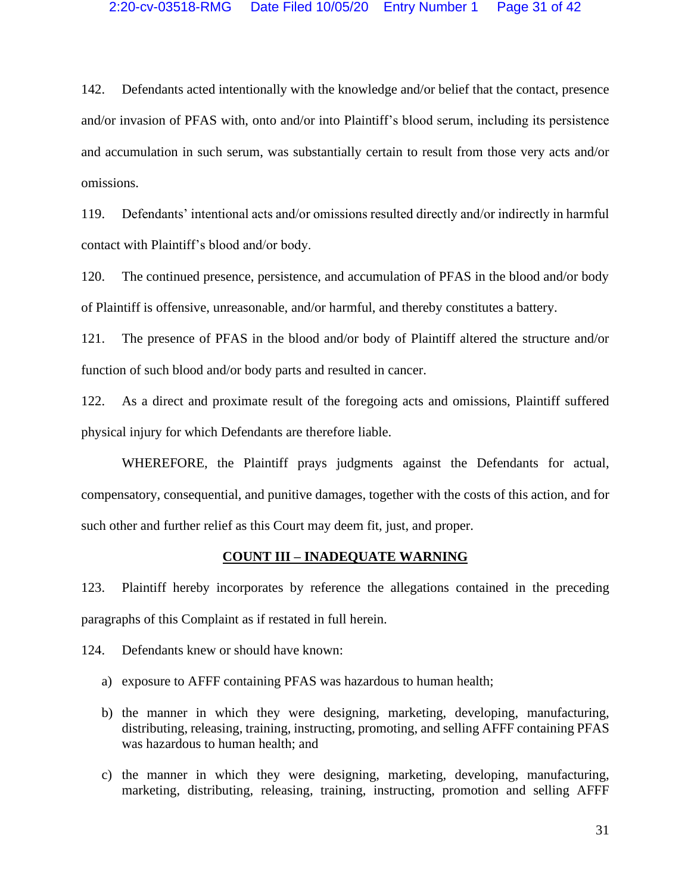142. Defendants acted intentionally with the knowledge and/or belief that the contact, presence and/or invasion of PFAS with, onto and/or into Plaintiff's blood serum, including its persistence and accumulation in such serum, was substantially certain to result from those very acts and/or omissions.

119. Defendants' intentional acts and/or omissions resulted directly and/or indirectly in harmful contact with Plaintiff's blood and/or body.

120. The continued presence, persistence, and accumulation of PFAS in the blood and/or body of Plaintiff is offensive, unreasonable, and/or harmful, and thereby constitutes a battery.

121. The presence of PFAS in the blood and/or body of Plaintiff altered the structure and/or function of such blood and/or body parts and resulted in cancer.

122. As a direct and proximate result of the foregoing acts and omissions, Plaintiff suffered physical injury for which Defendants are therefore liable.

WHEREFORE, the Plaintiff prays judgments against the Defendants for actual, compensatory, consequential, and punitive damages, together with the costs of this action, and for such other and further relief as this Court may deem fit, just, and proper.

## COUNT III – INADEQUATE WARNING

123. Plaintiff hereby incorporates by reference the allegations contained in the preceding paragraphs of this Complaint as if restated in full herein.

124. Defendants knew or should have known:

a) exposure to AFFF containing PFAS was hazardous to human health;

b) the manner in which they were designing, marketing, developing, manufacturing, distributing, releasing, training, instructing, promoting, and selling AFFF containing PFAS was hazardous to human health; and

c) the manner in which they were designing, marketing, developing, manufacturing, marketing, distributing, releasing, training, instructing, promotion and selling AFFF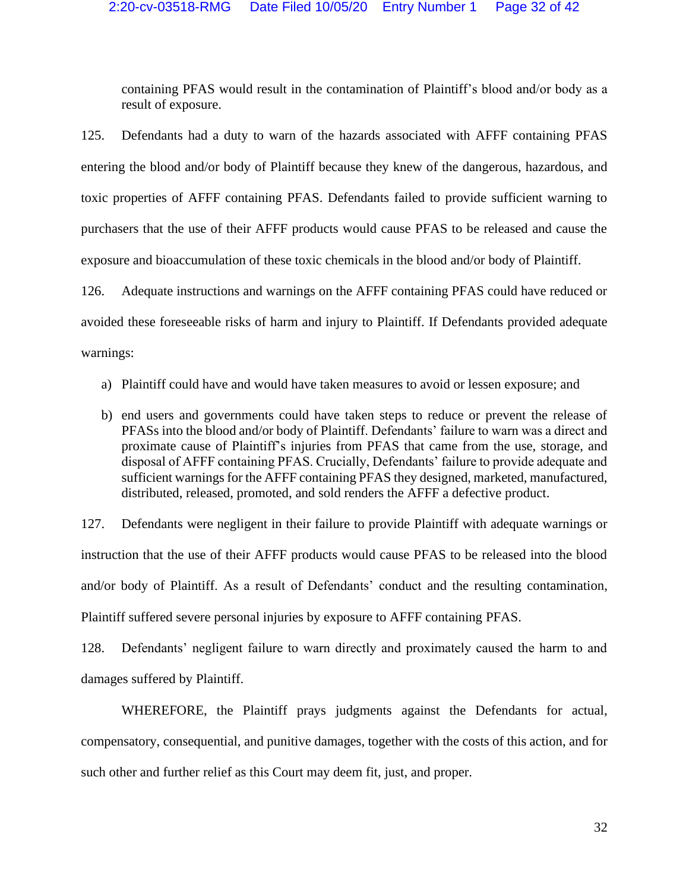containing PFAS would result in the contamination of Plaintiff's blood and/or body as a result of exposure.

125. Defendants had a duty to warn of the hazards associated with AFFF containing PFAS entering the blood and/or body of Plaintiff because they knew of the dangerous, hazardous, and toxic properties of AFFF containing PFAS. Defendants failed to provide sufficient warning to purchasers that the use of their AFFF products would cause PFAS to be released and cause the exposure and bioaccumulation of these toxic chemicals in the blood and/or body of Plaintiff.

126. Adequate instructions and warnings on the AFFF containing PFAS could have reduced or avoided these foreseeable risks of harm and injury to Plaintiff. If Defendants provided adequate warnings:

a) Plaintiff could have and would have taken measures to avoid or lessen exposure; and

b) end users and governments could have taken steps to reduce or prevent the release of PFASs into the blood and/or body of Plaintiff. Defendants' failure to warn was a direct and proximate cause of Plaintiff's injuries from PFAS that came from the use, storage, and disposal of AFFF containing PFAS. Crucially, Defendants' failure to provide adequate and sufficient warnings for the AFFF containing PFAS they designed, marketed, manufactured, distributed, released, promoted, and sold renders the AFFF a defective product.

127. Defendants were negligent in their failure to provide Plaintiff with adequate warnings or instruction that the use of their AFFF products would cause PFAS to be released into the blood and/or body of Plaintiff. As a result of Defendants' conduct and the resulting contamination, Plaintiff suffered severe personal injuries by exposure to AFFF containing PFAS.

128. Defendants' negligent failure to warn directly and proximately caused the harm to and damages suffered by Plaintiff.

WHEREFORE, the Plaintiff prays judgments against the Defendants for actual, compensatory, consequential, and punitive damages, together with the costs of this action, and for such other and further relief as this Court may deem fit, just, and proper.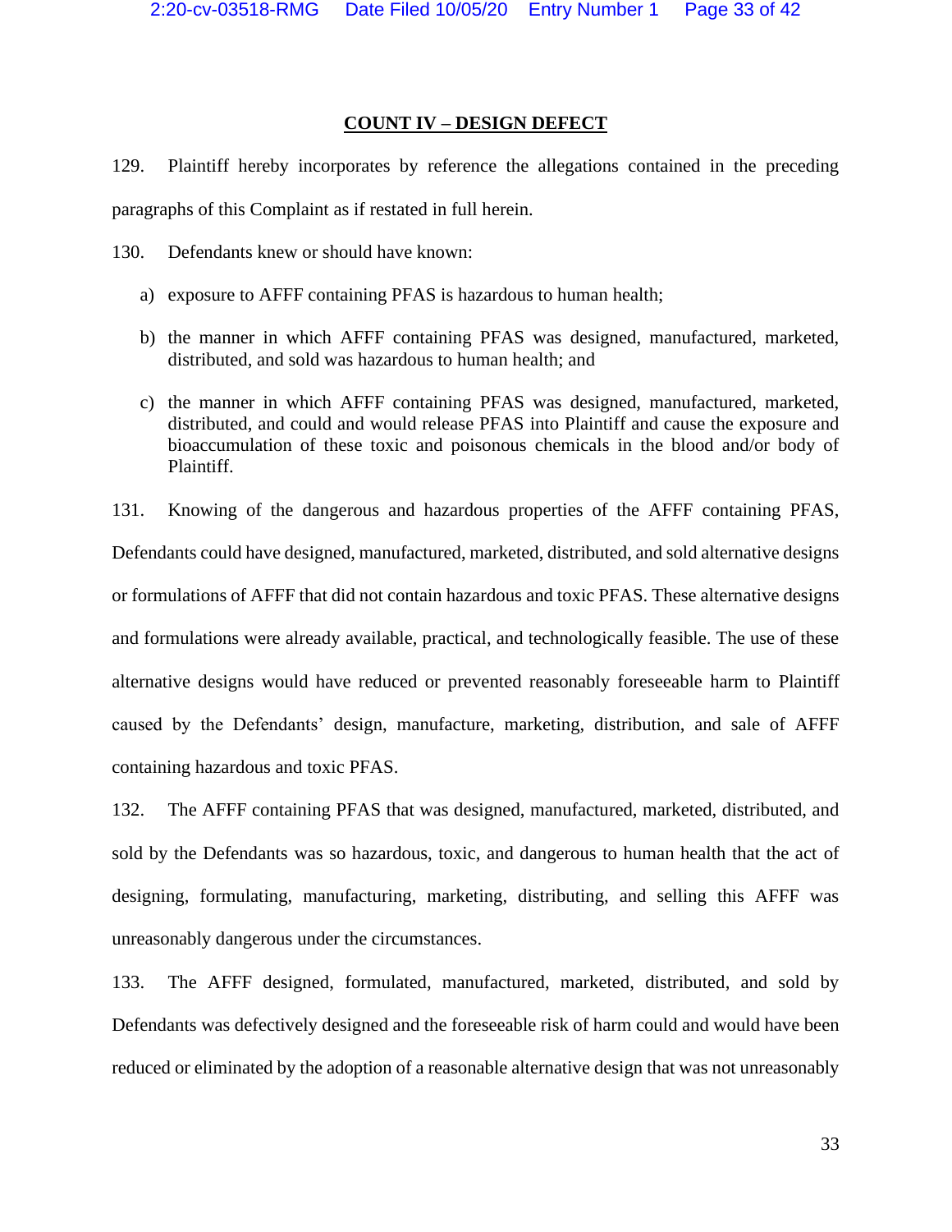## COUNT IV – DESIGN DEFECT

129. Plaintiff hereby incorporates by reference the allegations contained in the preceding paragraphs of this Complaint as if restated in full herein.

130. Defendants knew or should have known:

a) exposure to AFFF containing PFAS is hazardous to human health;

b) the manner in which AFFF containing PFAS was designed, manufactured, marketed, distributed, and sold was hazardous to human health; and

c) the manner in which AFFF containing PFAS was designed, manufactured, marketed, distributed, and could and would release PFAS into Plaintiff and cause the exposure and bioaccumulation of these toxic and poisonous chemicals in the blood and/or body of Plaintiff.

131. Knowing of the dangerous and hazardous properties of the AFFF containing PFAS, Defendants could have designed, manufactured, marketed, distributed, and sold alternative designs or formulations of AFFF that did not contain hazardous and toxic PFAS. These alternative designs and formulations were already available, practical, and technologically feasible. The use of these alternative designs would have reduced or prevented reasonably foreseeable harm to Plaintiff caused by the Defendants' design, manufacture, marketing, distribution, and sale of AFFF containing hazardous and toxic PFAS.

132. The AFFF containing PFAS that was designed, manufactured, marketed, distributed, and sold by the Defendants was so hazardous, toxic, and dangerous to human health that the act of designing, formulating, manufacturing, marketing, distributing, and selling this AFFF was unreasonably dangerous under the circumstances.

133. The AFFF designed, formulated, manufactured, marketed, distributed, and sold by Defendants was defectively designed and the foreseeable risk of harm could and would have been reduced or eliminated by the adoption of a reasonable alternative design that was not unreasonably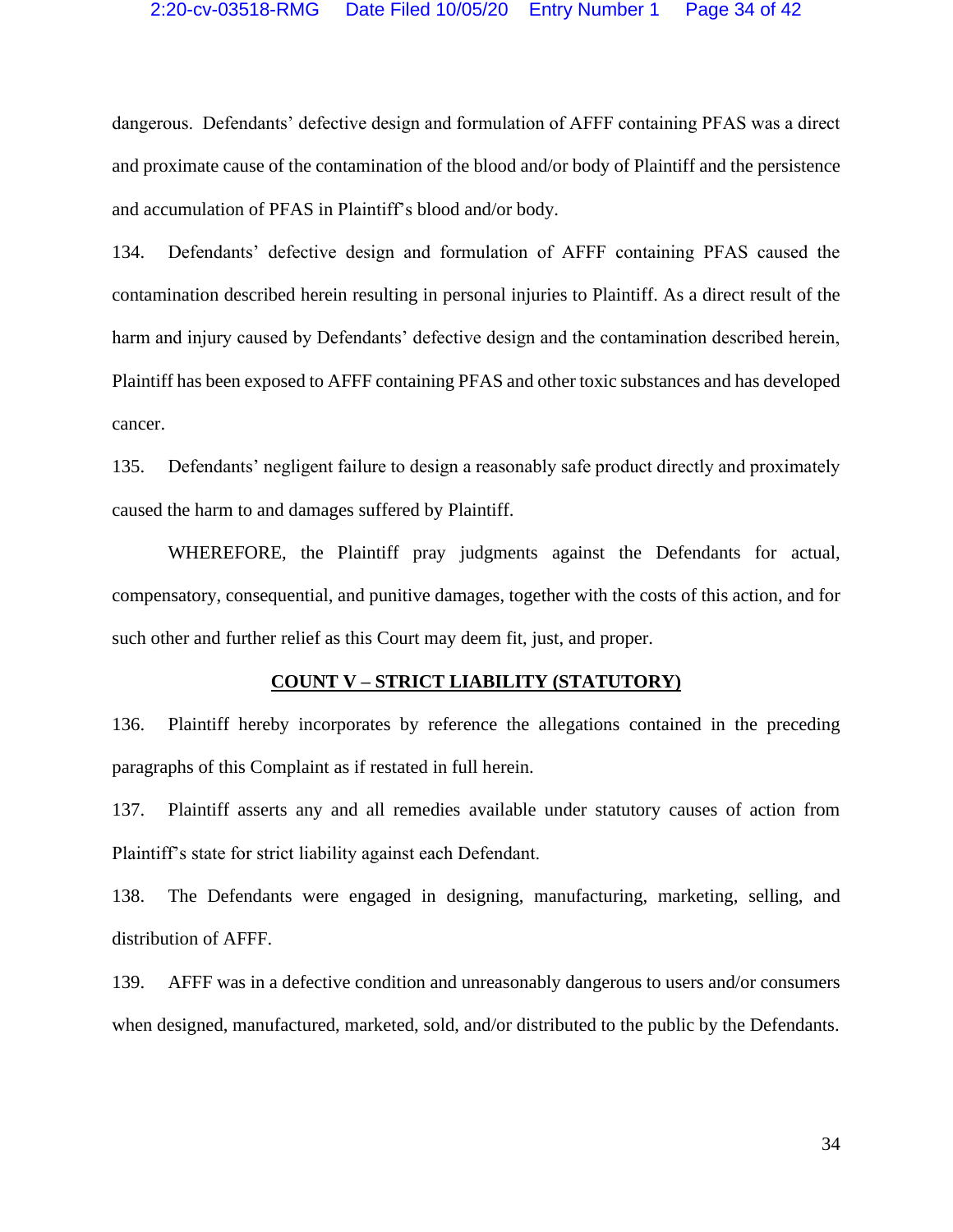dangerous. Defendants' defective design and formulation of AFFF containing PFAS was a direct and proximate cause of the contamination of the blood and/or body of Plaintiff and the persistence and accumulation of PFAS in Plaintiff's blood and/or body.

134. Defendants' defective design and formulation of AFFF containing PFAS caused the contamination described herein resulting in personal injuries to Plaintiff. As a direct result of the harm and injury caused by Defendants' defective design and the contamination described herein, Plaintiff has been exposed to AFFF containing PFAS and other toxic substances and has developed cancer.

135. Defendants' negligent failure to design a reasonably safe product directly and proximately caused the harm to and damages suffered by Plaintiff.

WHEREFORE, the Plaintiff pray judgments against the Defendants for actual, compensatory, consequential, and punitive damages, together with the costs of this action, and for such other and further relief as this Court may deem fit, just, and proper.

## COUNT V – STRICT LIABILITY (STATUTORY)

136. Plaintiff hereby incorporates by reference the allegations contained in the preceding paragraphs of this Complaint as if restated in full herein.

137. Plaintiff asserts any and all remedies available under statutory causes of action from Plaintiff's state for strict liability against each Defendant.

138. The Defendants were engaged in designing, manufacturing, marketing, selling, and distribution of AFFF.

139. AFFF was in a defective condition and unreasonably dangerous to users and/or consumers when designed, manufactured, marketed, sold, and/or distributed to the public by the Defendants.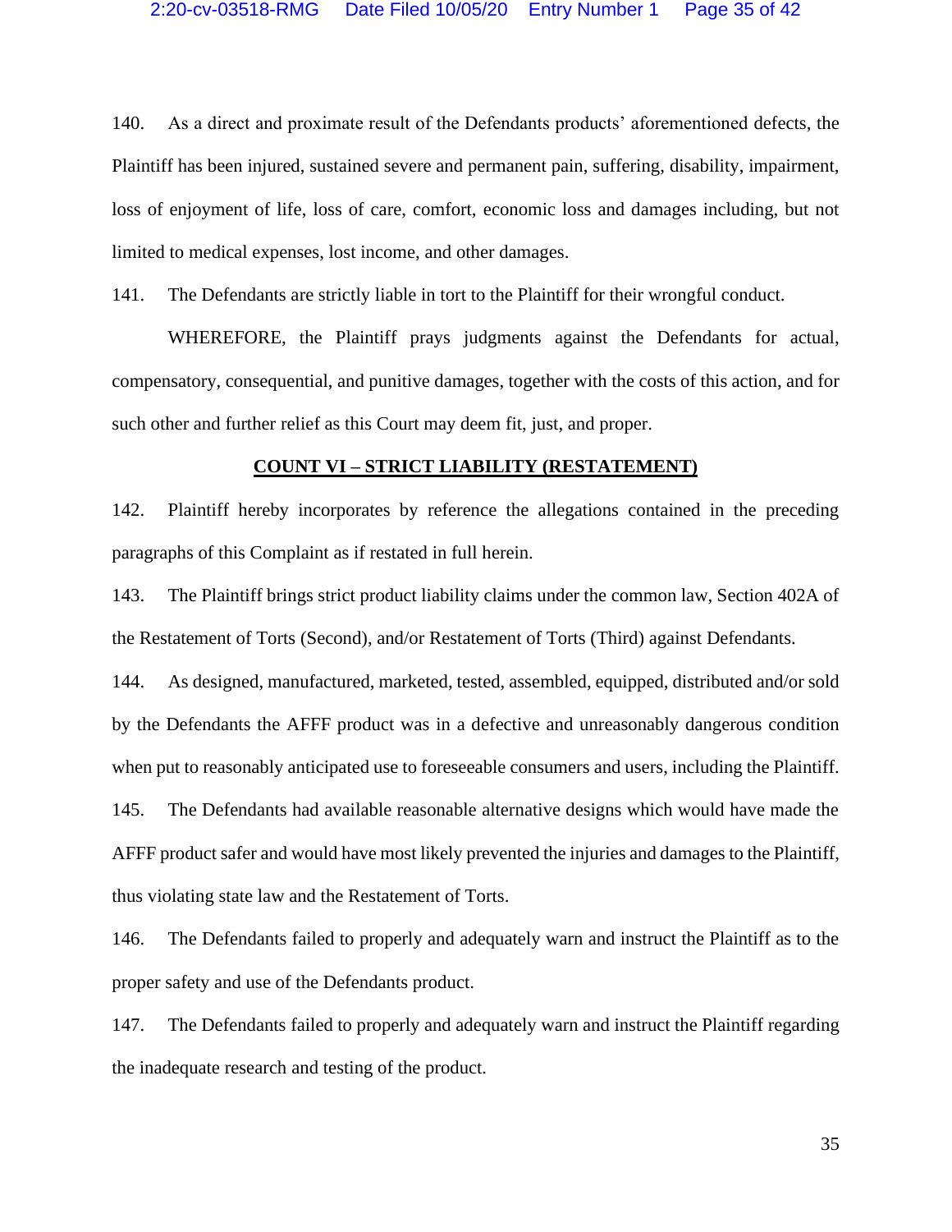140. As a direct and proximate result of the Defendants products' aforementioned defects, the Plaintiff has been injured, sustained severe and permanent pain, suffering, disability, impairment, loss of enjoyment of life, loss of care, comfort, economic loss and damages including, but not limited to medical expenses, lost income, and other damages.

141. The Defendants are strictly liable in tort to the Plaintiff for their wrongful conduct.

WHEREFORE, the Plaintiff prays judgments against the Defendants for actual, compensatory, consequential, and punitive damages, together with the costs of this action, and for such other and further relief as this Court may deem fit, just, and proper.

## COUNT VI – STRICT LIABILITY (RESTATEMENT)

142. Plaintiff hereby incorporates by reference the allegations contained in the preceding paragraphs of this Complaint as if restated in full herein.

143. The Plaintiff brings strict product liability claims under the common law, Section 402A of the Restatement of Torts (Second), and/or Restatement of Torts (Third) against Defendants.

144. As designed, manufactured, marketed, tested, assembled, equipped, distributed and/or sold by the Defendants the AFFF product was in a defective and unreasonably dangerous condition when put to reasonably anticipated use to foreseeable consumers and users, including the Plaintiff.

145. The Defendants had available reasonable alternative designs which would have made the AFFF product safer and would have most likely prevented the injuries and damages to the Plaintiff, thus violating state law and the Restatement of Torts.

146. The Defendants failed to properly and adequately warn and instruct the Plaintiff as to the proper safety and use of the Defendants product.

147. The Defendants failed to properly and adequately warn and instruct the Plaintiff regarding the inadequate research and testing of the product.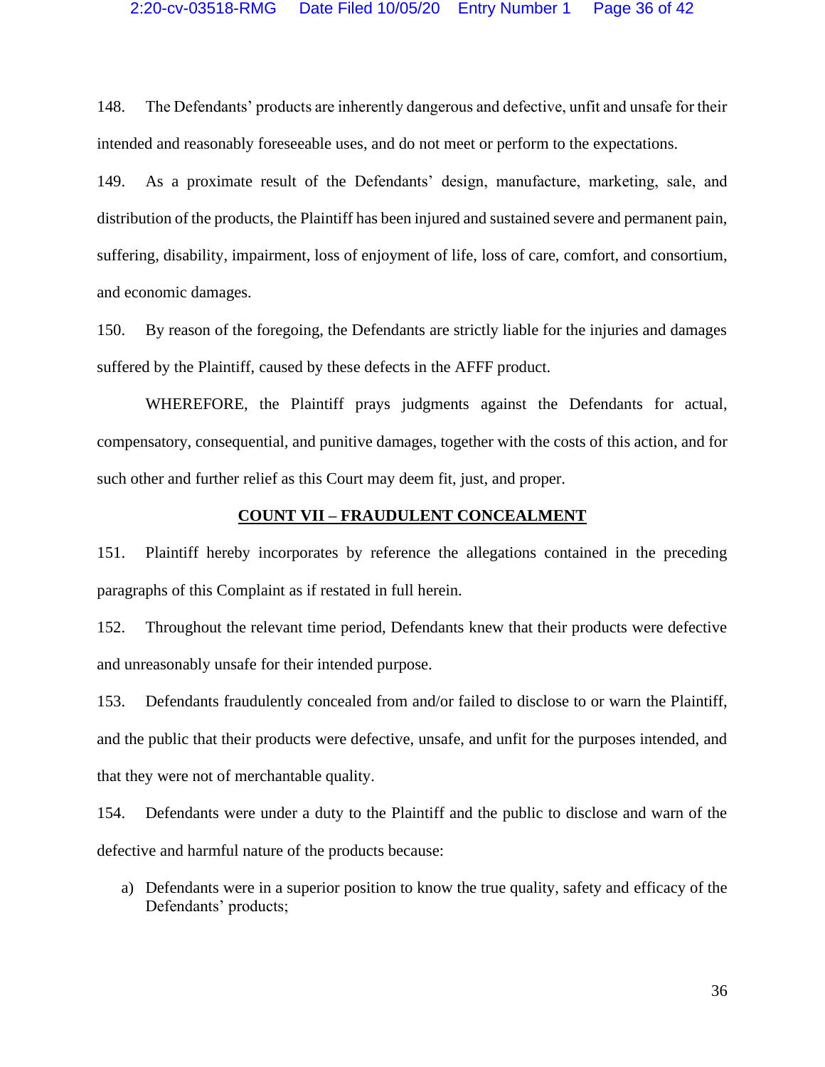148. The Defendants' products are inherently dangerous and defective, unfit and unsafe for their intended and reasonably foreseeable uses, and do not meet or perform to the expectations.

149. As a proximate result of the Defendants' design, manufacture, marketing, sale, and distribution of the products, the Plaintiff has been injured and sustained severe and permanent pain, suffering, disability, impairment, loss of enjoyment of life, loss of care, comfort, and consortium, and economic damages.

150. By reason of the foregoing, the Defendants are strictly liable for the injuries and damages suffered by the Plaintiff, caused by these defects in the AFFF product.

WHEREFORE, the Plaintiff prays judgments against the Defendants for actual, compensatory, consequential, and punitive damages, together with the costs of this action, and for such other and further relief as this Court may deem fit, just, and proper.

## COUNT VII – FRAUDULENT CONCEALMENT

151. Plaintiff hereby incorporates by reference the allegations contained in the preceding paragraphs of this Complaint as if restated in full herein.

152. Throughout the relevant time period, Defendants knew that their products were defective and unreasonably unsafe for their intended purpose.

153. Defendants fraudulently concealed from and/or failed to disclose to or warn the Plaintiff, and the public that their products were defective, unsafe, and unfit for the purposes intended, and that they were not of merchantable quality.

154. Defendants were under a duty to the Plaintiff and the public to disclose and warn of the defective and harmful nature of the products because:

a) Defendants were in a superior position to know the true quality, safety and efficacy of the Defendants' products;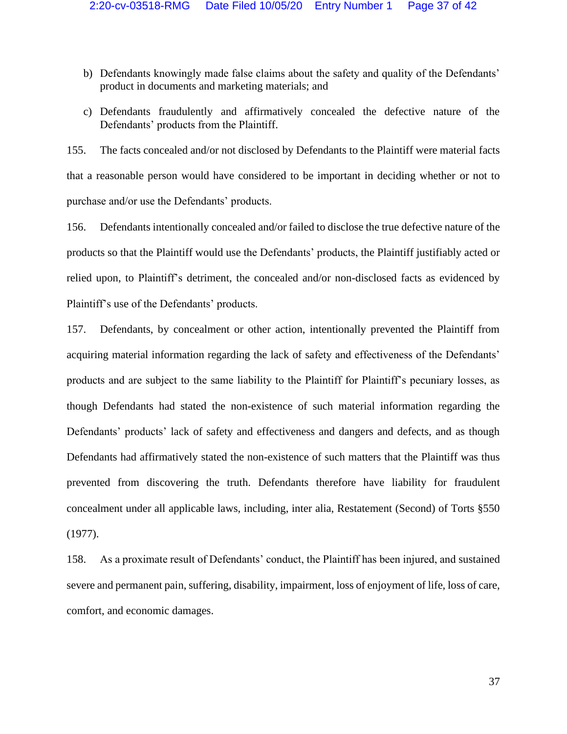b) Defendants knowingly made false claims about the safety and quality of the Defendants' product in documents and marketing materials; and

c) Defendants fraudulently and affirmatively concealed the defective nature of the Defendants' products from the Plaintiff.

155. The facts concealed and/or not disclosed by Defendants to the Plaintiff were material facts that a reasonable person would have considered to be important in deciding whether or not to purchase and/or use the Defendants' products.

156. Defendants intentionally concealed and/or failed to disclose the true defective nature of the products so that the Plaintiff would use the Defendants' products, the Plaintiff justifiably acted or relied upon, to Plaintiff's detriment, the concealed and/or non-disclosed facts as evidenced by Plaintiff's use of the Defendants' products.

157. Defendants, by concealment or other action, intentionally prevented the Plaintiff from acquiring material information regarding the lack of safety and effectiveness of the Defendants' products and are subject to the same liability to the Plaintiff for Plaintiff's pecuniary losses, as though Defendants had stated the non-existence of such material information regarding the Defendants' products' lack of safety and effectiveness and dangers and defects, and as though Defendants had affirmatively stated the non-existence of such matters that the Plaintiff was thus prevented from discovering the truth. Defendants therefore have liability for fraudulent concealment under all applicable laws, including, inter alia, Restatement (Second) of Torts §550 (1977).

158. As a proximate result of Defendants' conduct, the Plaintiff has been injured, and sustained severe and permanent pain, suffering, disability, impairment, loss of enjoyment of life, loss of care, comfort, and economic damages.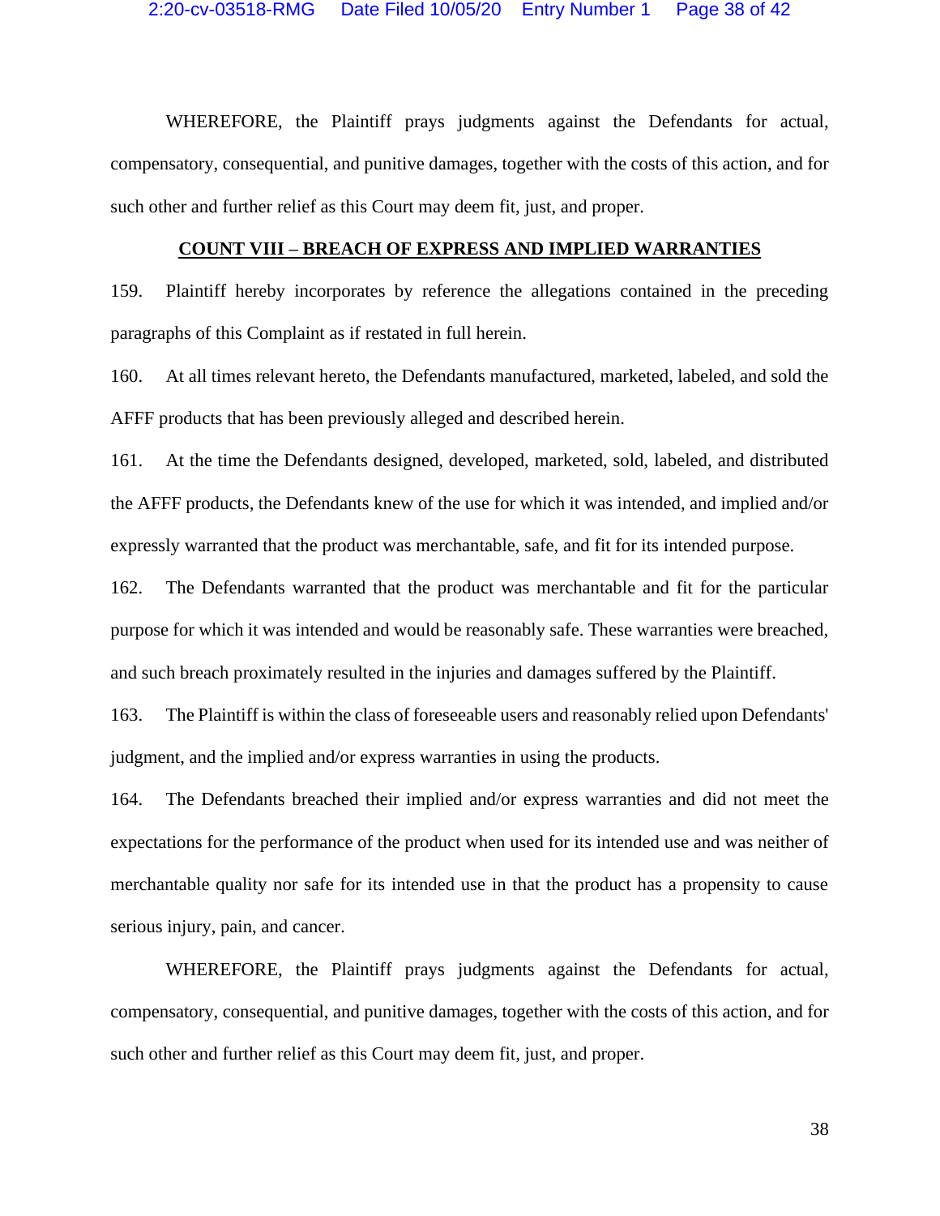WHEREFORE, the Plaintiff prays judgments against the Defendants for actual, compensatory, consequential, and punitive damages, together with the costs of this action, and for such other and further relief as this Court may deem fit, just, and proper.

**COUNT VIII – BREACH OF EXPRESS AND IMPLIED WARRANTIES**

159. Plaintiff hereby incorporates by reference the allegations contained in the preceding paragraphs of this Complaint as if restated in full herein.

160. At all times relevant hereto, the Defendants manufactured, marketed, labeled, and sold the AFFF products that has been previously alleged and described herein.

161. At the time the Defendants designed, developed, marketed, sold, labeled, and distributed the AFFF products, the Defendants knew of the use for which it was intended, and implied and/or expressly warranted that the product was merchantable, safe, and fit for its intended purpose.

162. The Defendants warranted that the product was merchantable and fit for the particular purpose for which it was intended and would be reasonably safe. These warranties were breached, and such breach proximately resulted in the injuries and damages suffered by the Plaintiff.

163. The Plaintiff is within the class of foreseeable users and reasonably relied upon Defendants' judgment, and the implied and/or express warranties in using the products.

164. The Defendants breached their implied and/or express warranties and did not meet the expectations for the performance of the product when used for its intended use and was neither of merchantable quality nor safe for its intended use in that the product has a propensity to cause serious injury, pain, and cancer.

WHEREFORE, the Plaintiff prays judgments against the Defendants for actual, compensatory, consequential, and punitive damages, together with the costs of this action, and for such other and further relief as this Court may deem fit, just, and proper.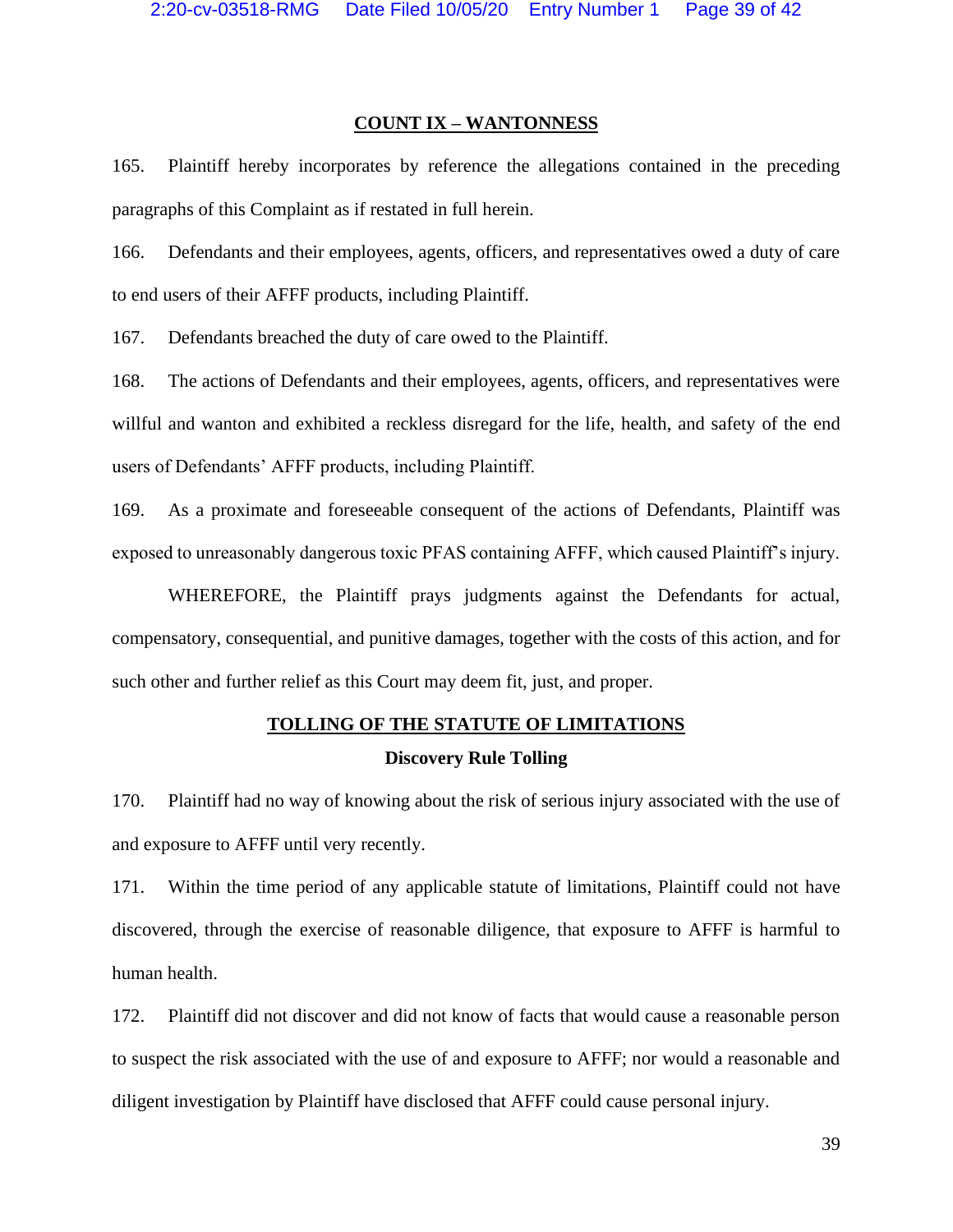## COUNT IX – WANTONNESS

165. Plaintiff hereby incorporates by reference the allegations contained in the preceding paragraphs of this Complaint as if restated in full herein.

166. Defendants and their employees, agents, officers, and representatives owed a duty of care to end users of their AFFF products, including Plaintiff.

167. Defendants breached the duty of care owed to the Plaintiff.

168. The actions of Defendants and their employees, agents, officers, and representatives were willful and wanton and exhibited a reckless disregard for the life, health, and safety of the end users of Defendants' AFFF products, including Plaintiff.

169. As a proximate and foreseeable consequent of the actions of Defendants, Plaintiff was exposed to unreasonably dangerous toxic PFAS containing AFFF, which caused Plaintiff's injury.

WHEREFORE, the Plaintiff prays judgments against the Defendants for actual, compensatory, consequential, and punitive damages, together with the costs of this action, and for such other and further relief as this Court may deem fit, just, and proper.

## TOLLING OF THE STATUTE OF LIMITATIONS

### Discovery Rule Tolling

170. Plaintiff had no way of knowing about the risk of serious injury associated with the use of and exposure to AFFF until very recently.

171. Within the time period of any applicable statute of limitations, Plaintiff could not have discovered, through the exercise of reasonable diligence, that exposure to AFFF is harmful to human health.

172. Plaintiff did not discover and did not know of facts that would cause a reasonable person to suspect the risk associated with the use of and exposure to AFFF; nor would a reasonable and diligent investigation by Plaintiff have disclosed that AFFF could cause personal injury.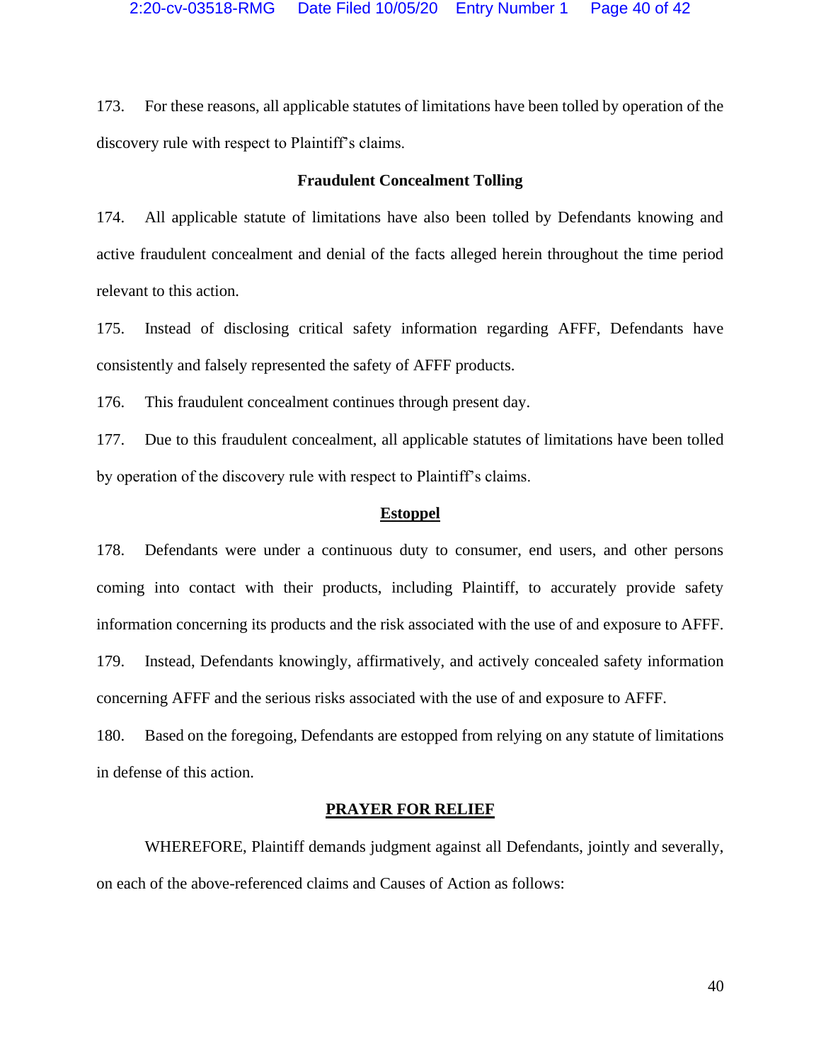173. For these reasons, all applicable statutes of limitations have been tolled by operation of the discovery rule with respect to Plaintiff's claims.

**Fraudulent Concealment Tolling**

174. All applicable statute of limitations have also been tolled by Defendants knowing and active fraudulent concealment and denial of the facts alleged herein throughout the time period relevant to this action.

175. Instead of disclosing critical safety information regarding AFFF, Defendants have consistently and falsely represented the safety of AFFF products.

176. This fraudulent concealment continues through present day.

177. Due to this fraudulent concealment, all applicable statutes of limitations have been tolled by operation of the discovery rule with respect to Plaintiff's claims.

**<u>Estoppel</u>**

178. Defendants were under a continuous duty to consumer, end users, and other persons coming into contact with their products, including Plaintiff, to accurately provide safety information concerning its products and the risk associated with the use of and exposure to AFFF.

179. Instead, Defendants knowingly, affirmatively, and actively concealed safety information concerning AFFF and the serious risks associated with the use of and exposure to AFFF.

180. Based on the foregoing, Defendants are estopped from relying on any statute of limitations in defense of this action.

**<u>PRAYER FOR RELIEF</u>**

WHEREFORE, Plaintiff demands judgment against all Defendants, jointly and severally, on each of the above-referenced claims and Causes of Action as follows: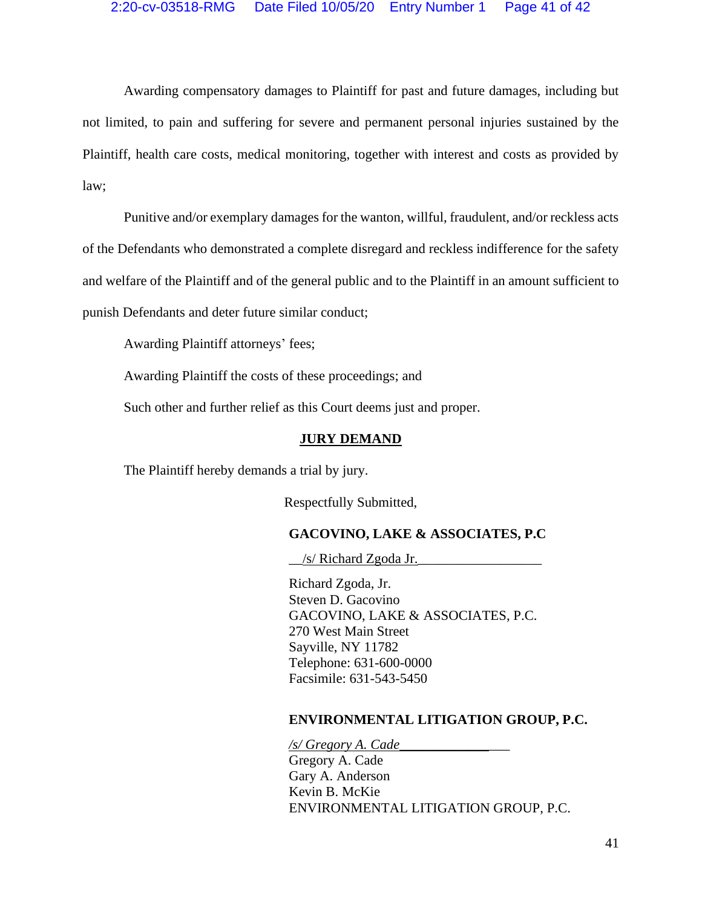Awarding compensatory damages to Plaintiff for past and future damages, including but not limited, to pain and suffering for severe and permanent personal injuries sustained by the Plaintiff, health care costs, medical monitoring, together with interest and costs as provided by law;

Punitive and/or exemplary damages for the wanton, willful, fraudulent, and/or reckless acts of the Defendants who demonstrated a complete disregard and reckless indifference for the safety and welfare of the Plaintiff and of the general public and to the Plaintiff in an amount sufficient to punish Defendants and deter future similar conduct;

Awarding Plaintiff attorneys' fees;

Awarding Plaintiff the costs of these proceedings; and

Such other and further relief as this Court deems just and proper.

**JURY DEMAND**

The Plaintiff hereby demands a trial by jury.

Respectfully Submitted,

**GACOVINO, LAKE & ASSOCIATES, P.C**

/s/ Richard Zgoda Jr.

Richard Zgoda, Jr.
Steven D. Gacovino
GACOVINO, LAKE & ASSOCIATES, P.C.
270 West Main Street
Sayville, NY 11782
Telephone: 631-600-0000
Facsimile: 631-543-5450

**ENVIRONMENTAL LITIGATION GROUP, P.C.**

*/s/ Gregory A. Cade*
Gregory A. Cade
Gary A. Anderson
Kevin B. McKie
ENVIRONMENTAL LITIGATION GROUP, P.C.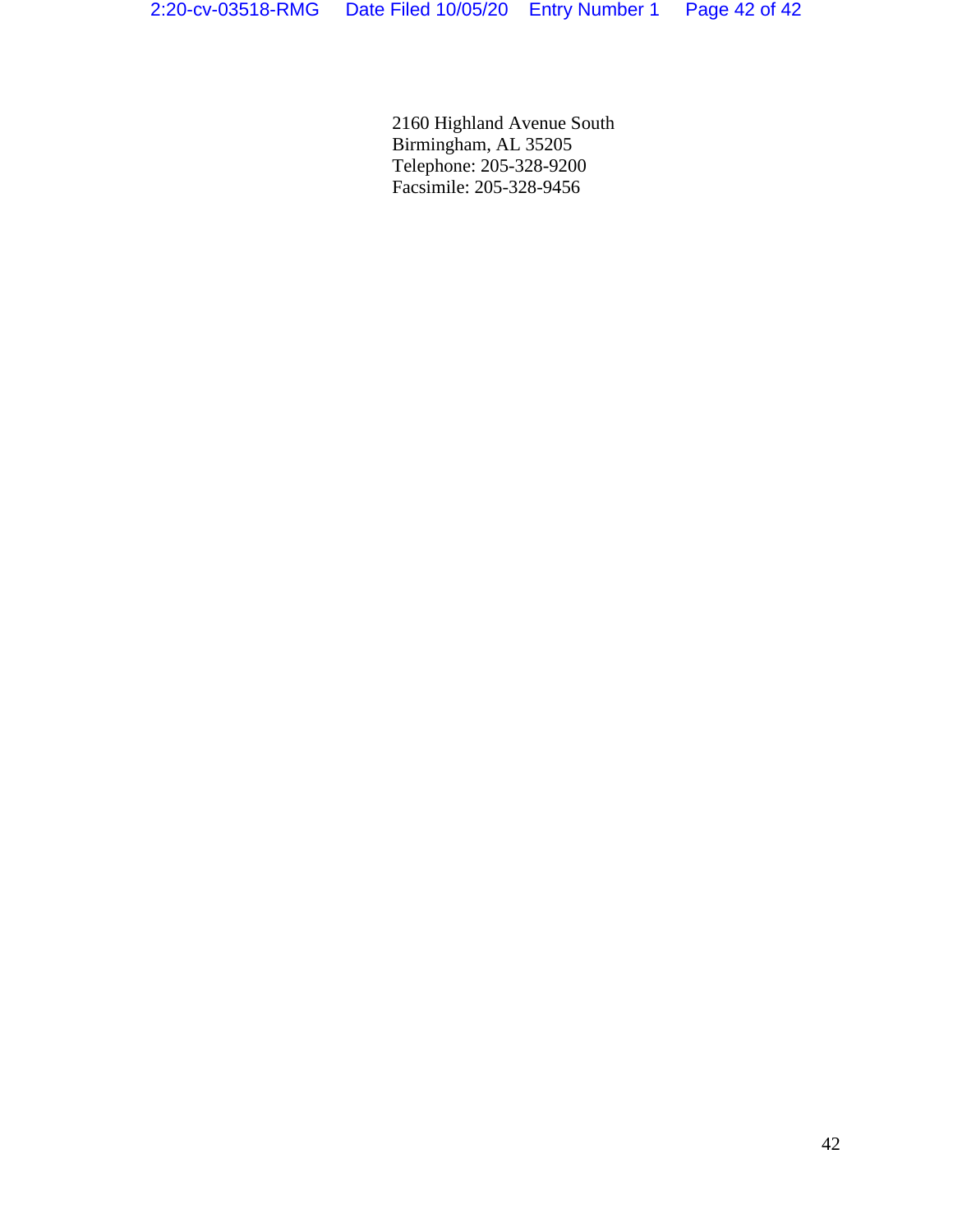2160 Highland Avenue South
Birmingham, AL 35205
Telephone: 205-328-9200
Facsimile: 205-328-9456